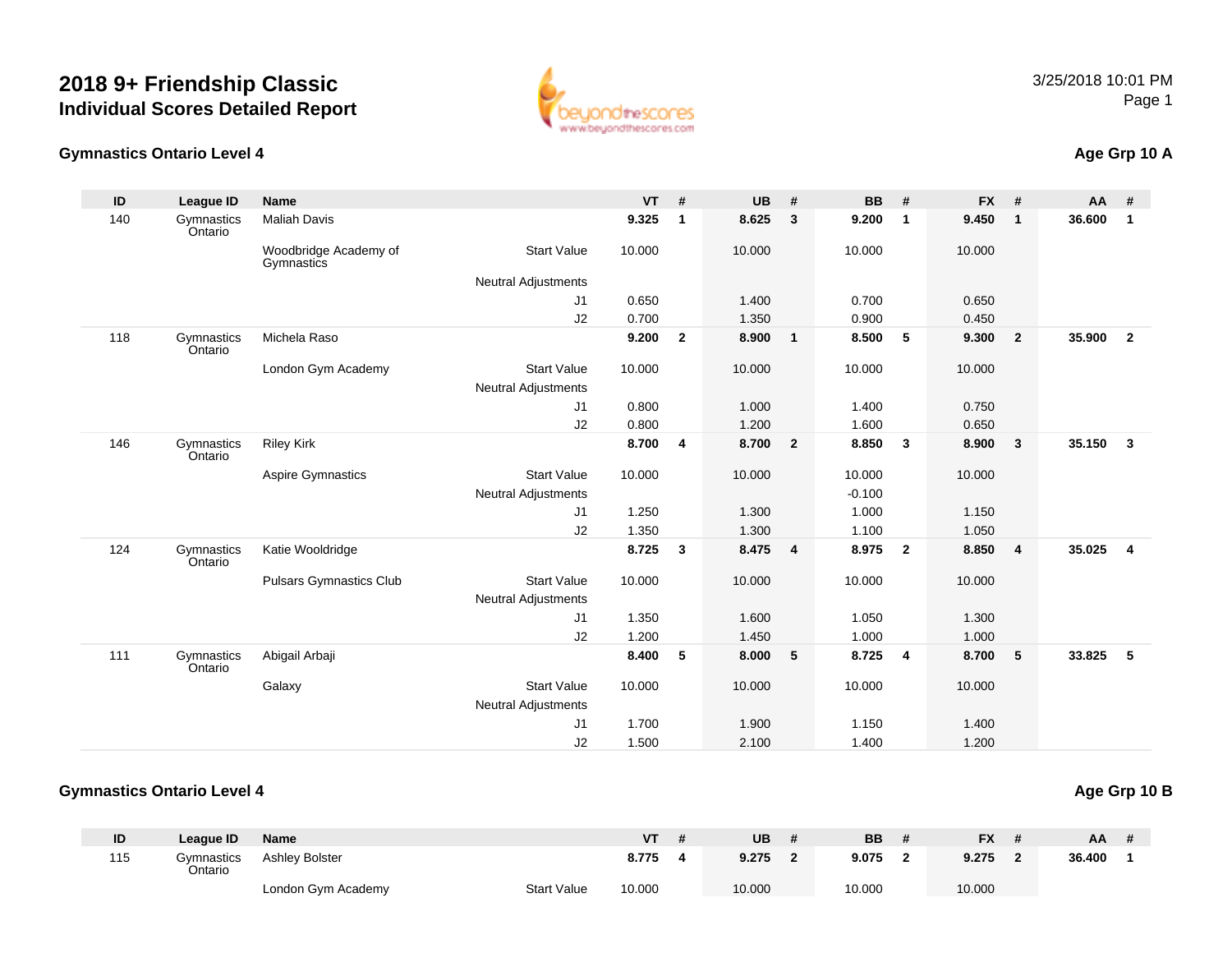# 2018 9+ Friendship Classic
## Individual Scores Detailed Report

3/25/2018 10:01 PM

### Gymnastics Ontario Level 4

**Age Grp 10 A**

| ID | League ID | Name | | VT | # | UB | # | BB | # | FX | # | AA | # |
|---|---|---|---|---|---|---|---|---|---|---|---|---|---|
| 140 | Gymnastics Ontario | Maliah Davis | | **9.325** | **1** | **8.625** | **3** | **9.200** | **1** | **9.450** | **1** | **36.600** | **1** |
| | | Woodbridge Academy of Gymnastics | Start Value | 10.000 | | 10.000 | | 10.000 | | 10.000 | | | |
| | | | Neutral Adjustments | | | | | | | | | | |
| | | | J1 | 0.650 | | 1.400 | | 0.700 | | 0.650 | | | |
| | | | J2 | 0.700 | | 1.350 | | 0.900 | | 0.450 | | | |
| 118 | Gymnastics Ontario | Michela Raso | | **9.200** | **2** | **8.900** | **1** | **8.500** | **5** | **9.300** | **2** | **35.900** | **2** |
| | | London Gym Academy | Start Value | 10.000 | | 10.000 | | 10.000 | | 10.000 | | | |
| | | | Neutral Adjustments | | | | | | | | | | |
| | | | J1 | 0.800 | | 1.000 | | 1.400 | | 0.750 | | | |
| | | | J2 | 0.800 | | 1.200 | | 1.600 | | 0.650 | | | |
| 146 | Gymnastics Ontario | Riley Kirk | | **8.700** | **4** | **8.700** | **2** | **8.850** | **3** | **8.900** | **3** | **35.150** | **3** |
| | | Aspire Gymnastics | Start Value | 10.000 | | 10.000 | | 10.000 | | 10.000 | | | |
| | | | Neutral Adjustments | | | | | -0.100 | | | | | |
| | | | J1 | 1.250 | | 1.300 | | 1.000 | | 1.150 | | | |
| | | | J2 | 1.350 | | 1.300 | | 1.100 | | 1.050 | | | |
| 124 | Gymnastics Ontario | Katie Wooldridge | | **8.725** | **3** | **8.475** | **4** | **8.975** | **2** | **8.850** | **4** | **35.025** | **4** |
| | | Pulsars Gymnastics Club | Start Value | 10.000 | | 10.000 | | 10.000 | | 10.000 | | | |
| | | | Neutral Adjustments | | | | | | | | | | |
| | | | J1 | 1.350 | | 1.600 | | 1.050 | | 1.300 | | | |
| | | | J2 | 1.200 | | 1.450 | | 1.000 | | 1.000 | | | |
| 111 | Gymnastics Ontario | Abigail Arbaji | | **8.400** | **5** | **8.000** | **5** | **8.725** | **4** | **8.700** | **5** | **33.825** | **5** |
| | | Galaxy | Start Value | 10.000 | | 10.000 | | 10.000 | | 10.000 | | | |
| | | | Neutral Adjustments | | | | | | | | | | |
| | | | J1 | 1.700 | | 1.900 | | 1.150 | | 1.400 | | | |
| | | | J2 | 1.500 | | 2.100 | | 1.400 | | 1.200 | | | |

### Gymnastics Ontario Level 4

**Age Grp 10 B**

| ID | League ID | Name | | VT | # | UB | # | BB | # | FX | # | AA | # |
|---|---|---|---|---|---|---|---|---|---|---|---|---|---|
| 115 | Gymnastics Ontario | Ashley Bolster | | **8.775** | **4** | **9.275** | **2** | **9.075** | **2** | **9.275** | **2** | **36.400** | **1** |
| | | London Gym Academy | Start Value | 10.000 | | 10.000 | | 10.000 | | 10.000 | | | |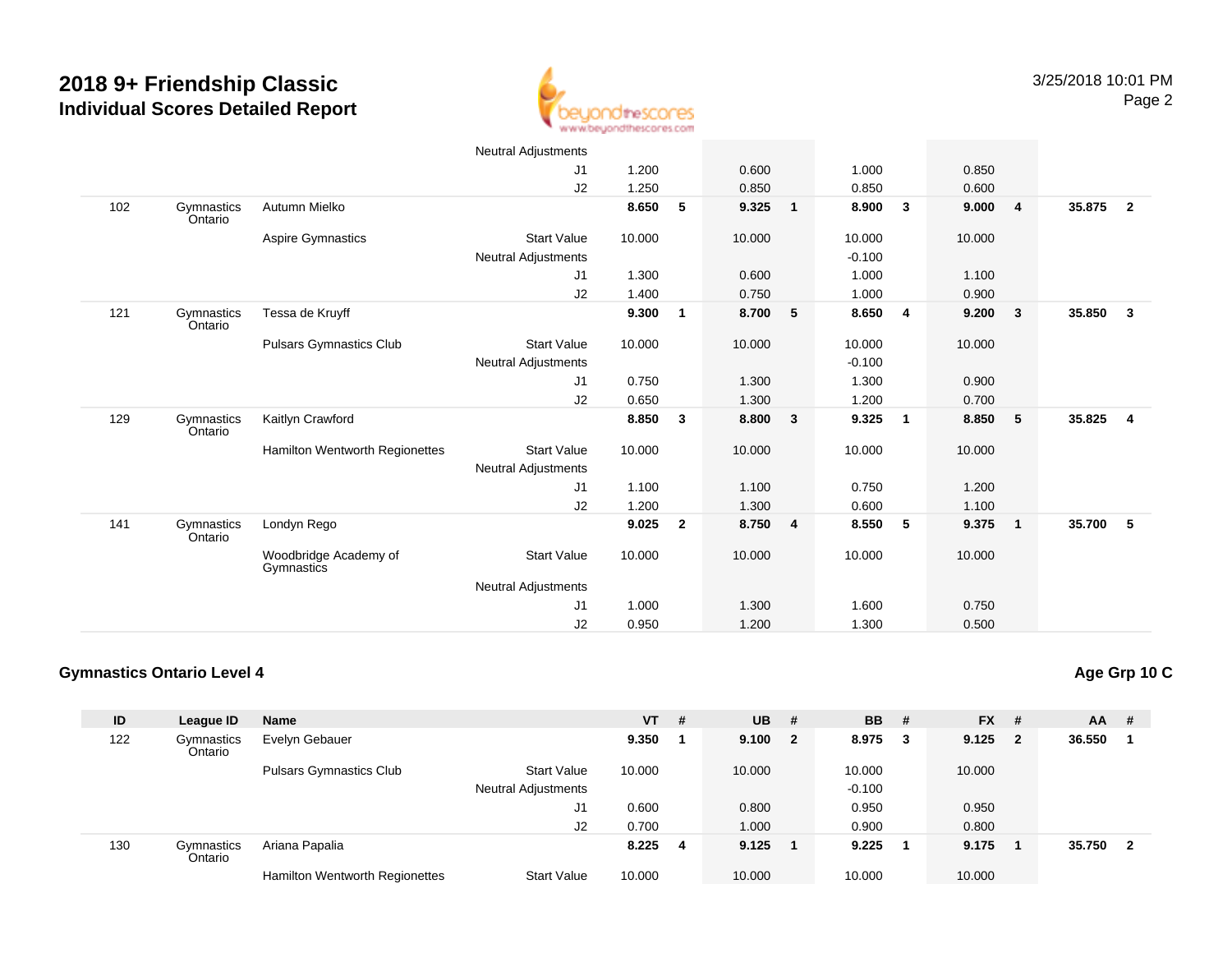# 2018 9+ Friendship Classic
## Individual Scores Detailed Report

| ID | League ID | Name | | VT | # | UB | # | BB | # | FX | # | AA | # |
|---|---|---|---|---|---|---|---|---|---|---|---|---|---|
| | | | Neutral Adjustments | | | | | | | | | | |
| | | | J1 | 1.200 | | 0.600 | | 1.000 | | 0.850 | | | |
| | | | J2 | 1.250 | | 0.850 | | 0.850 | | 0.600 | | | |
| 102 | Gymnastics Ontario | Autumn Mielko | | **8.650** | **5** | **9.325** | **1** | **8.900** | **3** | **9.000** | **4** | **35.875** | **2** |
| | | Aspire Gymnastics | Start Value | 10.000 | | 10.000 | | 10.000 | | 10.000 | | | |
| | | | Neutral Adjustments | | | | | -0.100 | | | | | |
| | | | J1 | 1.300 | | 0.600 | | 1.000 | | 1.100 | | | |
| | | | J2 | 1.400 | | 0.750 | | 1.000 | | 0.900 | | | |
| 121 | Gymnastics Ontario | Tessa de Kruyff | | **9.300** | **1** | **8.700** | **5** | **8.650** | **4** | **9.200** | **3** | **35.850** | **3** |
| | | Pulsars Gymnastics Club | Start Value | 10.000 | | 10.000 | | 10.000 | | 10.000 | | | |
| | | | Neutral Adjustments | | | | | -0.100 | | | | | |
| | | | J1 | 0.750 | | 1.300 | | 1.300 | | 0.900 | | | |
| | | | J2 | 0.650 | | 1.300 | | 1.200 | | 0.700 | | | |
| 129 | Gymnastics Ontario | Kaitlyn Crawford | | **8.850** | **3** | **8.800** | **3** | **9.325** | **1** | **8.850** | **5** | **35.825** | **4** |
| | | Hamilton Wentworth Regionettes | Start Value | 10.000 | | 10.000 | | 10.000 | | 10.000 | | | |
| | | | Neutral Adjustments | | | | | | | | | | |
| | | | J1 | 1.100 | | 1.100 | | 0.750 | | 1.200 | | | |
| | | | J2 | 1.200 | | 1.300 | | 0.600 | | 1.100 | | | |
| 141 | Gymnastics Ontario | Londyn Rego | | **9.025** | **2** | **8.750** | **4** | **8.550** | **5** | **9.375** | **1** | **35.700** | **5** |
| | | Woodbridge Academy of Gymnastics | Start Value | 10.000 | | 10.000 | | 10.000 | | 10.000 | | | |
| | | | Neutral Adjustments | | | | | | | | | | |
| | | | J1 | 1.000 | | 1.300 | | 1.600 | | 0.750 | | | |
| | | | J2 | 0.950 | | 1.200 | | 1.300 | | 0.500 | | | |

### Gymnastics Ontario Level 4

**Age Grp 10 C**

| ID | League ID | Name | | VT | # | UB | # | BB | # | FX | # | AA | # |
|---|---|---|---|---|---|---|---|---|---|---|---|---|---|
| 122 | Gymnastics Ontario | Evelyn Gebauer | | **9.350** | **1** | **9.100** | **2** | **8.975** | **3** | **9.125** | **2** | **36.550** | **1** |
| | | Pulsars Gymnastics Club | Start Value | 10.000 | | 10.000 | | 10.000 | | 10.000 | | | |
| | | | Neutral Adjustments | | | | | -0.100 | | | | | |
| | | | J1 | 0.600 | | 0.800 | | 0.950 | | 0.950 | | | |
| | | | J2 | 0.700 | | 1.000 | | 0.900 | | 0.800 | | | |
| 130 | Gymnastics Ontario | Ariana Papalia | | **8.225** | **4** | **9.125** | **1** | **9.225** | **1** | **9.175** | **1** | **35.750** | **2** |
| | | Hamilton Wentworth Regionettes | Start Value | 10.000 | | 10.000 | | 10.000 | | 10.000 | | | |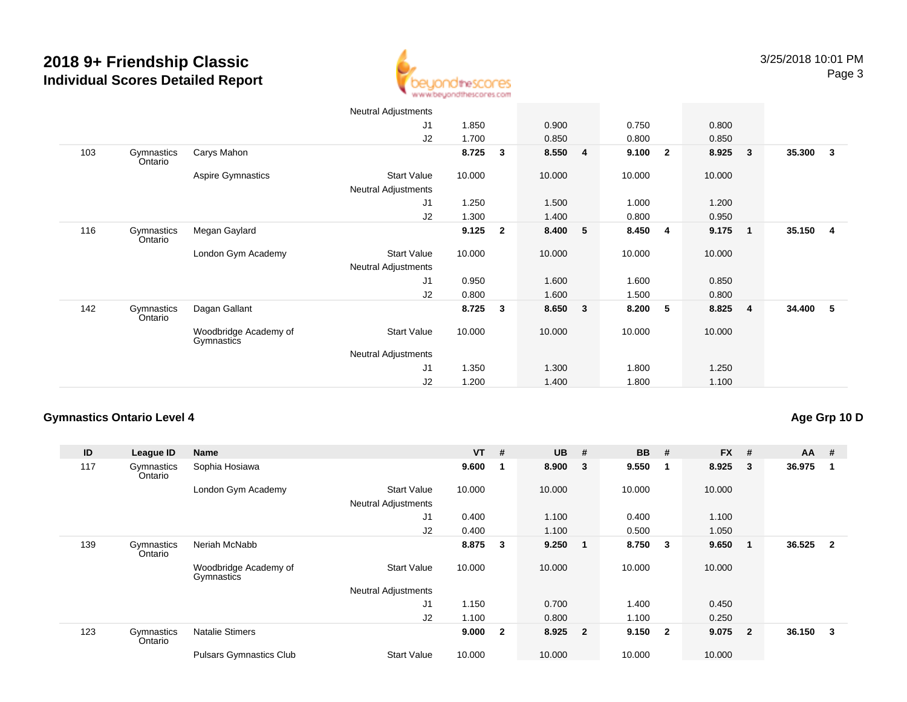# 2018 9+ Friendship Classic
## Individual Scores Detailed Report

| ID | League ID | Name | | VT | # | UB | # | BB | # | FX | # | AA | # |
|---|---|---|---|---|---|---|---|---|---|---|---|---|---|
| | | | Neutral Adjustments | | | | | | | | | | |
| | | | J1 | 1.850 | | 0.900 | | 0.750 | | 0.800 | | | |
| | | | J2 | 1.700 | | 0.850 | | 0.800 | | 0.850 | | | |
| 103 | Gymnastics Ontario | Carys Mahon | | **8.725** | **3** | **8.550** | **4** | **9.100** | **2** | **8.925** | **3** | **35.300** | **3** |
| | | Aspire Gymnastics | Start Value | 10.000 | | 10.000 | | 10.000 | | 10.000 | | | |
| | | | Neutral Adjustments | | | | | | | | | | |
| | | | J1 | 1.250 | | 1.500 | | 1.000 | | 1.200 | | | |
| | | | J2 | 1.300 | | 1.400 | | 0.800 | | 0.950 | | | |
| 116 | Gymnastics Ontario | Megan Gaylard | | **9.125** | **2** | **8.400** | **5** | **8.450** | **4** | **9.175** | **1** | **35.150** | **4** |
| | | London Gym Academy | Start Value | 10.000 | | 10.000 | | 10.000 | | 10.000 | | | |
| | | | Neutral Adjustments | | | | | | | | | | |
| | | | J1 | 0.950 | | 1.600 | | 1.600 | | 0.850 | | | |
| | | | J2 | 0.800 | | 1.600 | | 1.500 | | 0.800 | | | |
| 142 | Gymnastics Ontario | Dagan Gallant | | **8.725** | **3** | **8.650** | **3** | **8.200** | **5** | **8.825** | **4** | **34.400** | **5** |
| | | Woodbridge Academy of Gymnastics | Start Value | 10.000 | | 10.000 | | 10.000 | | 10.000 | | | |
| | | | Neutral Adjustments | | | | | | | | | | |
| | | | J1 | 1.350 | | 1.300 | | 1.800 | | 1.250 | | | |
| | | | J2 | 1.200 | | 1.400 | | 1.800 | | 1.100 | | | |

### Gymnastics Ontario Level 4

**Age Grp 10 D**

| ID | League ID | Name | | VT | # | UB | # | BB | # | FX | # | AA | # |
|---|---|---|---|---|---|---|---|---|---|---|---|---|---|
| 117 | Gymnastics Ontario | Sophia Hosiawa | | **9.600** | **1** | **8.900** | **3** | **9.550** | **1** | **8.925** | **3** | **36.975** | **1** |
| | | London Gym Academy | Start Value | 10.000 | | 10.000 | | 10.000 | | 10.000 | | | |
| | | | Neutral Adjustments | | | | | | | | | | |
| | | | J1 | 0.400 | | 1.100 | | 0.400 | | 1.100 | | | |
| | | | J2 | 0.400 | | 1.100 | | 0.500 | | 1.050 | | | |
| 139 | Gymnastics Ontario | Neriah McNabb | | **8.875** | **3** | **9.250** | **1** | **8.750** | **3** | **9.650** | **1** | **36.525** | **2** |
| | | Woodbridge Academy of Gymnastics | Start Value | 10.000 | | 10.000 | | 10.000 | | 10.000 | | | |
| | | | Neutral Adjustments | | | | | | | | | | |
| | | | J1 | 1.150 | | 0.700 | | 1.400 | | 0.450 | | | |
| | | | J2 | 1.100 | | 0.800 | | 1.100 | | 0.250 | | | |
| 123 | Gymnastics Ontario | Natalie Stimers | | **9.000** | **2** | **8.925** | **2** | **9.150** | **2** | **9.075** | **2** | **36.150** | **3** |
| | | Pulsars Gymnastics Club | Start Value | 10.000 | | 10.000 | | 10.000 | | 10.000 | | | |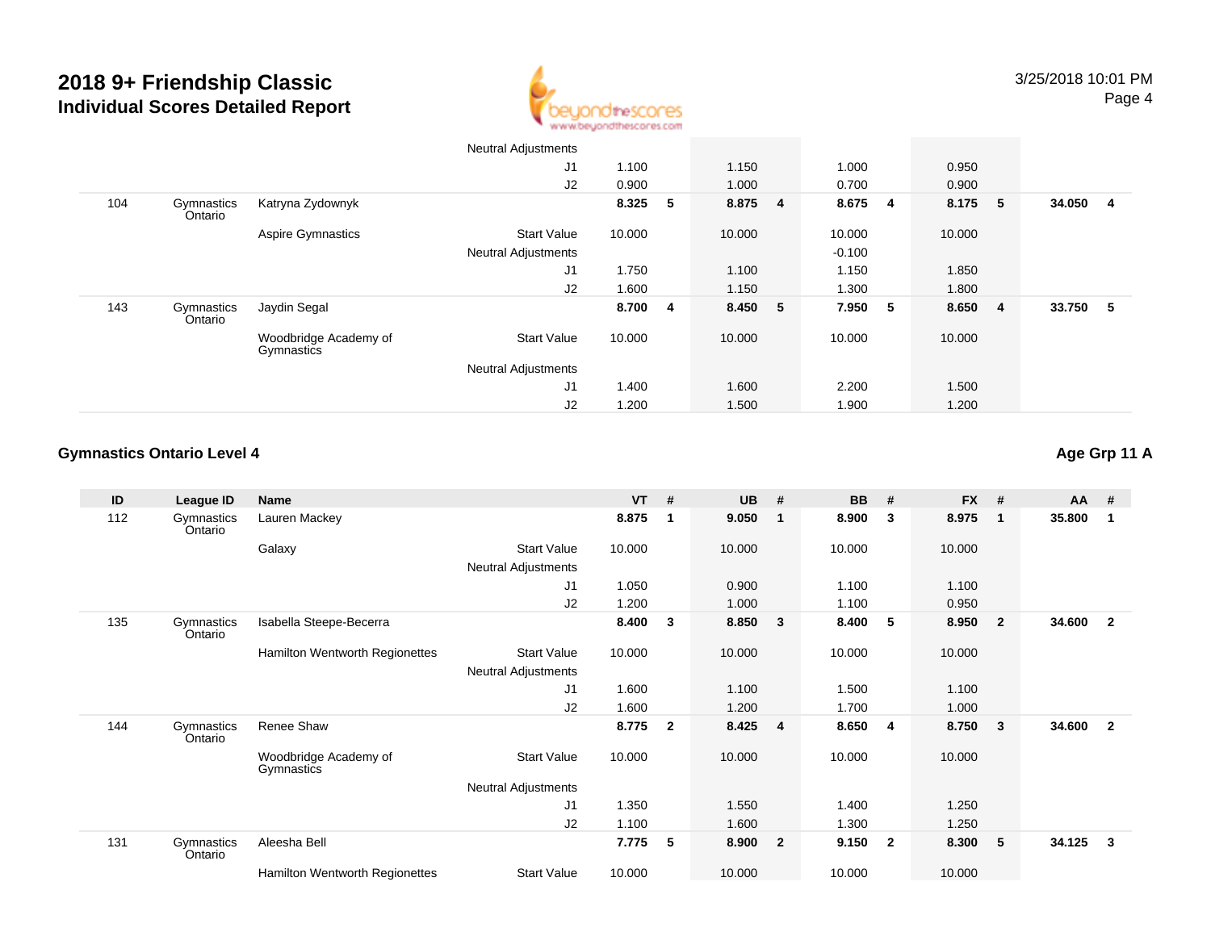# 2018 9+ Friendship Classic
## Individual Scores Detailed Report

| ID | League ID | Name | | VT | # | UB | # | BB | # | FX | # | AA | # |
|---|---|---|---|---|---|---|---|---|---|---|---|---|---|
| | | | Neutral Adjustments | | | | | | | | | | |
| | | | J1 | 1.100 | | 1.150 | | 1.000 | | 0.950 | | | |
| | | | J2 | 0.900 | | 1.000 | | 0.700 | | 0.900 | | | |
| 104 | Gymnastics Ontario | Katryna Zydownyk | | **8.325** | **5** | **8.875** | **4** | **8.675** | **4** | **8.175** | **5** | **34.050** | **4** |
| | | Aspire Gymnastics | Start Value | 10.000 | | 10.000 | | 10.000 | | 10.000 | | | |
| | | | Neutral Adjustments | | | | | -0.100 | | | | | |
| | | | J1 | 1.750 | | 1.100 | | 1.150 | | 1.850 | | | |
| | | | J2 | 1.600 | | 1.150 | | 1.300 | | 1.800 | | | |
| 143 | Gymnastics Ontario | Jaydin Segal | | **8.700** | **4** | **8.450** | **5** | **7.950** | **5** | **8.650** | **4** | **33.750** | **5** |
| | | Woodbridge Academy of Gymnastics | Start Value | 10.000 | | 10.000 | | 10.000 | | 10.000 | | | |
| | | | Neutral Adjustments | | | | | | | | | | |
| | | | J1 | 1.400 | | 1.600 | | 2.200 | | 1.500 | | | |
| | | | J2 | 1.200 | | 1.500 | | 1.900 | | 1.200 | | | |

### Gymnastics Ontario Level 4

**Age Grp 11 A**

| ID | League ID | Name | | VT | # | UB | # | BB | # | FX | # | AA | # |
|---|---|---|---|---|---|---|---|---|---|---|---|---|---|
| 112 | Gymnastics Ontario | Lauren Mackey | | **8.875** | **1** | **9.050** | **1** | **8.900** | **3** | **8.975** | **1** | **35.800** | **1** |
| | | Galaxy | Start Value | 10.000 | | 10.000 | | 10.000 | | 10.000 | | | |
| | | | Neutral Adjustments | | | | | | | | | | |
| | | | J1 | 1.050 | | 0.900 | | 1.100 | | 1.100 | | | |
| | | | J2 | 1.200 | | 1.000 | | 1.100 | | 0.950 | | | |
| 135 | Gymnastics Ontario | Isabella Steepe-Becerra | | **8.400** | **3** | **8.850** | **3** | **8.400** | **5** | **8.950** | **2** | **34.600** | **2** |
| | | Hamilton Wentworth Regionettes | Start Value | 10.000 | | 10.000 | | 10.000 | | 10.000 | | | |
| | | | Neutral Adjustments | | | | | | | | | | |
| | | | J1 | 1.600 | | 1.100 | | 1.500 | | 1.100 | | | |
| | | | J2 | 1.600 | | 1.200 | | 1.700 | | 1.000 | | | |
| 144 | Gymnastics Ontario | Renee Shaw | | **8.775** | **2** | **8.425** | **4** | **8.650** | **4** | **8.750** | **3** | **34.600** | **2** |
| | | Woodbridge Academy of Gymnastics | Start Value | 10.000 | | 10.000 | | 10.000 | | 10.000 | | | |
| | | | Neutral Adjustments | | | | | | | | | | |
| | | | J1 | 1.350 | | 1.550 | | 1.400 | | 1.250 | | | |
| | | | J2 | 1.100 | | 1.600 | | 1.300 | | 1.250 | | | |
| 131 | Gymnastics Ontario | Aleesha Bell | | **7.775** | **5** | **8.900** | **2** | **9.150** | **2** | **8.300** | **5** | **34.125** | **3** |
| | | Hamilton Wentworth Regionettes | Start Value | 10.000 | | 10.000 | | 10.000 | | 10.000 | | | |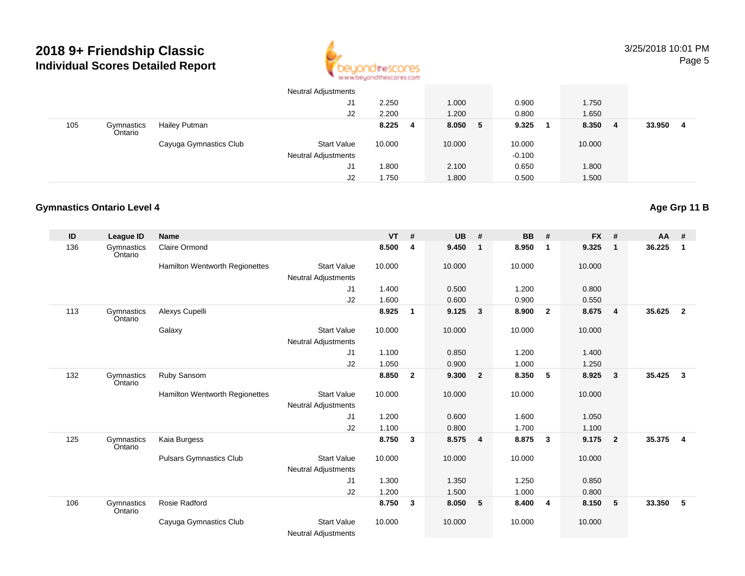# 2018 9+ Friendship Classic
## Individual Scores Detailed Report

| ID | League ID | Name | | VT | # | UB | # | BB | # | FX | # | AA | # |
|---|---|---|---|---|---|---|---|---|---|---|---|---|---|
| | | | Neutral Adjustments | | | | | | | | | | |
| | | | J1 | 2.250 | | 1.000 | | 0.900 | | 1.750 | | | |
| | | | J2 | 2.200 | | 1.200 | | 0.800 | | 1.650 | | | |
| 105 | Gymnastics Ontario | Hailey Putman | | **8.225** | **4** | **8.050** | **5** | **9.325** | **1** | **8.350** | **4** | **33.950** | **4** |
| | | Cayuga Gymnastics Club | Start Value | 10.000 | | 10.000 | | 10.000 | | 10.000 | | | |
| | | | Neutral Adjustments | | | | | -0.100 | | | | | |
| | | | J1 | 1.800 | | 2.100 | | 0.650 | | 1.800 | | | |
| | | | J2 | 1.750 | | 1.800 | | 0.500 | | 1.500 | | | |

### Gymnastics Ontario Level 4

**Age Grp 11 B**

| ID | League ID | Name | | VT | # | UB | # | BB | # | FX | # | AA | # |
|---|---|---|---|---|---|---|---|---|---|---|---|---|---|
| 136 | Gymnastics Ontario | Claire Ormond | | **8.500** | **4** | **9.450** | **1** | **8.950** | **1** | **9.325** | **1** | **36.225** | **1** |
| | | Hamilton Wentworth Regionettes | Start Value | 10.000 | | 10.000 | | 10.000 | | 10.000 | | | |
| | | | Neutral Adjustments | | | | | | | | | | |
| | | | J1 | 1.400 | | 0.500 | | 1.200 | | 0.800 | | | |
| | | | J2 | 1.600 | | 0.600 | | 0.900 | | 0.550 | | | |
| 113 | Gymnastics Ontario | Alexys Cupelli | | **8.925** | **1** | **9.125** | **3** | **8.900** | **2** | **8.675** | **4** | **35.625** | **2** |
| | | Galaxy | Start Value | 10.000 | | 10.000 | | 10.000 | | 10.000 | | | |
| | | | Neutral Adjustments | | | | | | | | | | |
| | | | J1 | 1.100 | | 0.850 | | 1.200 | | 1.400 | | | |
| | | | J2 | 1.050 | | 0.900 | | 1.000 | | 1.250 | | | |
| 132 | Gymnastics Ontario | Ruby Sansom | | **8.850** | **2** | **9.300** | **2** | **8.350** | **5** | **8.925** | **3** | **35.425** | **3** |
| | | Hamilton Wentworth Regionettes | Start Value | 10.000 | | 10.000 | | 10.000 | | 10.000 | | | |
| | | | Neutral Adjustments | | | | | | | | | | |
| | | | J1 | 1.200 | | 0.600 | | 1.600 | | 1.050 | | | |
| | | | J2 | 1.100 | | 0.800 | | 1.700 | | 1.100 | | | |
| 125 | Gymnastics Ontario | Kaia Burgess | | **8.750** | **3** | **8.575** | **4** | **8.875** | **3** | **9.175** | **2** | **35.375** | **4** |
| | | Pulsars Gymnastics Club | Start Value | 10.000 | | 10.000 | | 10.000 | | 10.000 | | | |
| | | | Neutral Adjustments | | | | | | | | | | |
| | | | J1 | 1.300 | | 1.350 | | 1.250 | | 0.850 | | | |
| | | | J2 | 1.200 | | 1.500 | | 1.000 | | 0.800 | | | |
| 106 | Gymnastics Ontario | Rosie Radford | | **8.750** | **3** | **8.050** | **5** | **8.400** | **4** | **8.150** | **5** | **33.350** | **5** |
| | | Cayuga Gymnastics Club | Start Value | 10.000 | | 10.000 | | 10.000 | | 10.000 | | | |
| | | | Neutral Adjustments | | | | | | | | | | |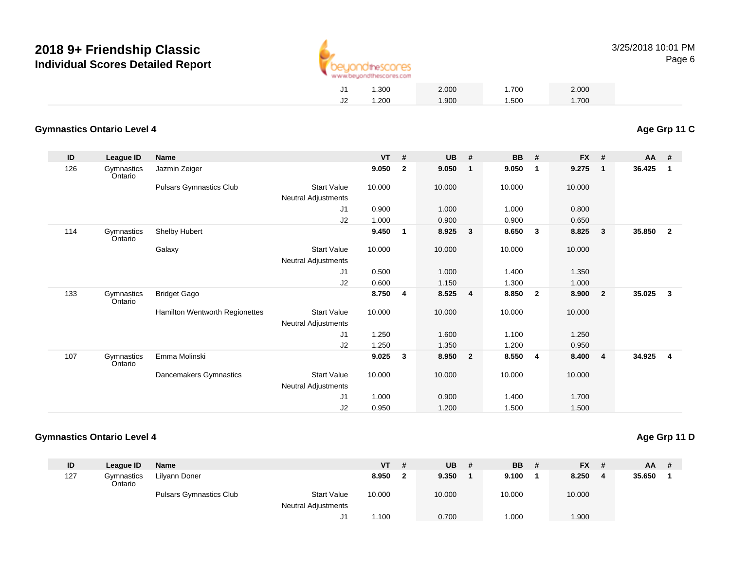## 2018 9+ Friendship Classic
### Individual Scores Detailed Report

| | | | | VT | # | UB | # | BB | # | FX | # | AA | # |
|---|---|---|---|---|---|---|---|---|---|---|---|---|---|
| | | | J1 | 1.300 | | 2.000 | | 1.700 | | 2.000 | | | |
| | | | J2 | 1.200 | | 1.900 | | 1.500 | | 1.700 | | | |

### Gymnastics Ontario Level 4 — Age Grp 11 C

| ID | League ID | Name | | VT | # | UB | # | BB | # | FX | # | AA | # |
|---|---|---|---|---|---|---|---|---|---|---|---|---|---|
| 126 | Gymnastics Ontario | Jazmin Zeiger | | **9.050** | **2** | **9.050** | **1** | **9.050** | **1** | **9.275** | **1** | **36.425** | **1** |
| | | Pulsars Gymnastics Club | Start Value | 10.000 | | 10.000 | | 10.000 | | 10.000 | | | |
| | | | Neutral Adjustments | | | | | | | | | | |
| | | | J1 | 0.900 | | 1.000 | | 1.000 | | 0.800 | | | |
| | | | J2 | 1.000 | | 0.900 | | 0.900 | | 0.650 | | | |
| 114 | Gymnastics Ontario | Shelby Hubert | | **9.450** | **1** | **8.925** | **3** | **8.650** | **3** | **8.825** | **3** | **35.850** | **2** |
| | | Galaxy | Start Value | 10.000 | | 10.000 | | 10.000 | | 10.000 | | | |
| | | | Neutral Adjustments | | | | | | | | | | |
| | | | J1 | 0.500 | | 1.000 | | 1.400 | | 1.350 | | | |
| | | | J2 | 0.600 | | 1.150 | | 1.300 | | 1.000 | | | |
| 133 | Gymnastics Ontario | Bridget Gago | | **8.750** | **4** | **8.525** | **4** | **8.850** | **2** | **8.900** | **2** | **35.025** | **3** |
| | | Hamilton Wentworth Regionettes | Start Value | 10.000 | | 10.000 | | 10.000 | | 10.000 | | | |
| | | | Neutral Adjustments | | | | | | | | | | |
| | | | J1 | 1.250 | | 1.600 | | 1.100 | | 1.250 | | | |
| | | | J2 | 1.250 | | 1.350 | | 1.200 | | 0.950 | | | |
| 107 | Gymnastics Ontario | Emma Molinski | | **9.025** | **3** | **8.950** | **2** | **8.550** | **4** | **8.400** | **4** | **34.925** | **4** |
| | | Dancemakers Gymnastics | Start Value | 10.000 | | 10.000 | | 10.000 | | 10.000 | | | |
| | | | Neutral Adjustments | | | | | | | | | | |
| | | | J1 | 1.000 | | 0.900 | | 1.400 | | 1.700 | | | |
| | | | J2 | 0.950 | | 1.200 | | 1.500 | | 1.500 | | | |

### Gymnastics Ontario Level 4 — Age Grp 11 D

| ID | League ID | Name | | VT | # | UB | # | BB | # | FX | # | AA | # |
|---|---|---|---|---|---|---|---|---|---|---|---|---|---|
| 127 | Gymnastics Ontario | Lilyann Doner | | **8.950** | **2** | **9.350** | **1** | **9.100** | **1** | **8.250** | **4** | **35.650** | **1** |
| | | Pulsars Gymnastics Club | Start Value | 10.000 | | 10.000 | | 10.000 | | 10.000 | | | |
| | | | Neutral Adjustments | | | | | | | | | | |
| | | | J1 | 1.100 | | 0.700 | | 1.000 | | 1.900 | | | |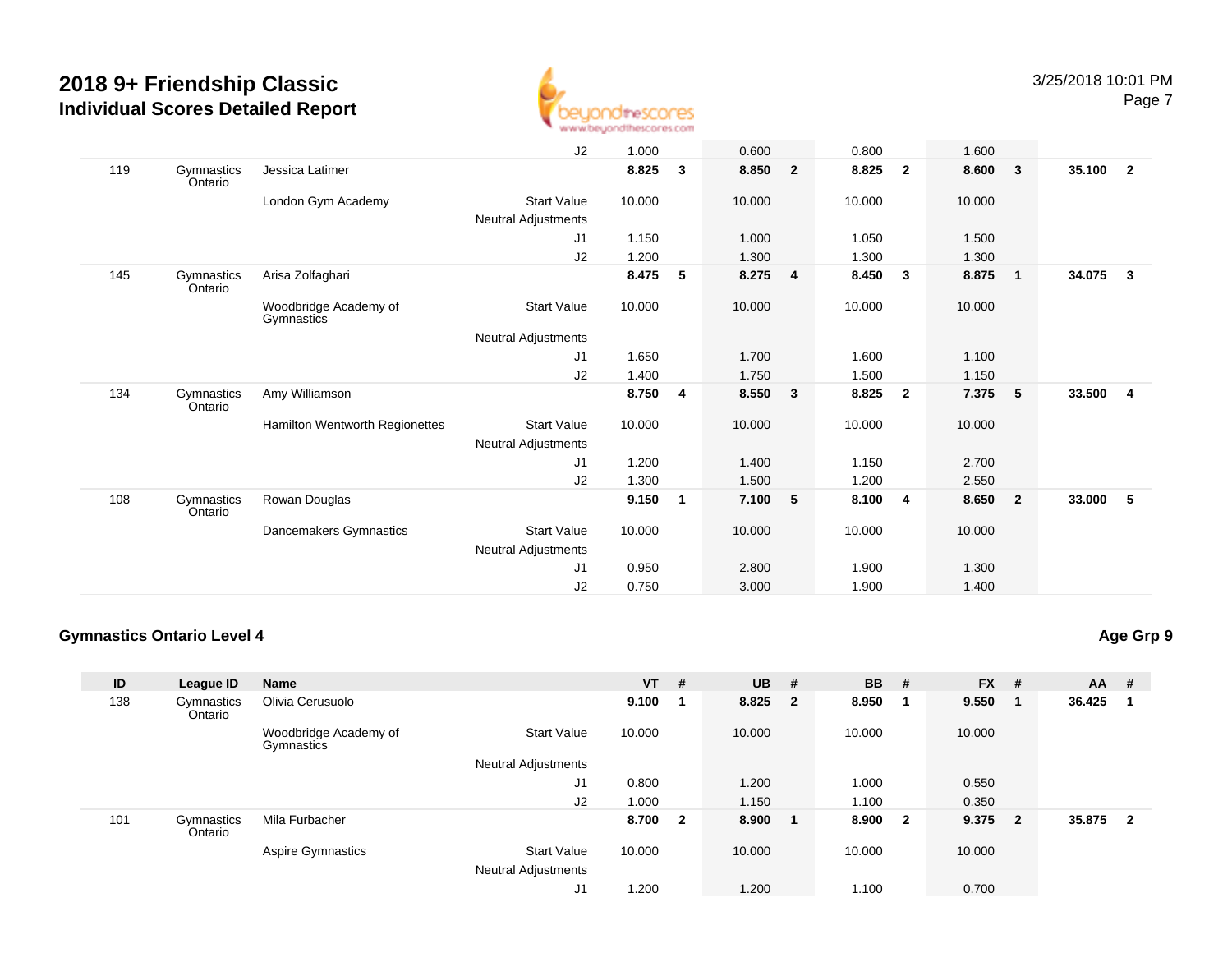# 2018 9+ Friendship Classic

## Individual Scores Detailed Report

3/25/2018 10:01 PM

| ID | League ID | Name | | VT | # | UB | # | BB | # | FX | # | AA | # |
|---|---|---|---|---|---|---|---|---|---|---|---|---|---|
| | | | J2 | 1.000 | | 0.600 | | 0.800 | | 1.600 | | | |
| 119 | Gymnastics Ontario | Jessica Latimer | | **8.825** | **3** | **8.850** | **2** | **8.825** | **2** | **8.600** | **3** | **35.100** | **2** |
| | | London Gym Academy | Start Value | 10.000 | | 10.000 | | 10.000 | | 10.000 | | | |
| | | | Neutral Adjustments | | | | | | | | | | |
| | | | J1 | 1.150 | | 1.000 | | 1.050 | | 1.500 | | | |
| | | | J2 | 1.200 | | 1.300 | | 1.300 | | 1.300 | | | |
| 145 | Gymnastics Ontario | Arisa Zolfaghari | | **8.475** | **5** | **8.275** | **4** | **8.450** | **3** | **8.875** | **1** | **34.075** | **3** |
| | | Woodbridge Academy of Gymnastics | Start Value | 10.000 | | 10.000 | | 10.000 | | 10.000 | | | |
| | | | Neutral Adjustments | | | | | | | | | | |
| | | | J1 | 1.650 | | 1.700 | | 1.600 | | 1.100 | | | |
| | | | J2 | 1.400 | | 1.750 | | 1.500 | | 1.150 | | | |
| 134 | Gymnastics Ontario | Amy Williamson | | **8.750** | **4** | **8.550** | **3** | **8.825** | **2** | **7.375** | **5** | **33.500** | **4** |
| | | Hamilton Wentworth Regionettes | Start Value | 10.000 | | 10.000 | | 10.000 | | 10.000 | | | |
| | | | Neutral Adjustments | | | | | | | | | | |
| | | | J1 | 1.200 | | 1.400 | | 1.150 | | 2.700 | | | |
| | | | J2 | 1.300 | | 1.500 | | 1.200 | | 2.550 | | | |
| 108 | Gymnastics Ontario | Rowan Douglas | | **9.150** | **1** | **7.100** | **5** | **8.100** | **4** | **8.650** | **2** | **33.000** | **5** |
| | | Dancemakers Gymnastics | Start Value | 10.000 | | 10.000 | | 10.000 | | 10.000 | | | |
| | | | Neutral Adjustments | | | | | | | | | | |
| | | | J1 | 0.950 | | 2.800 | | 1.900 | | 1.300 | | | |
| | | | J2 | 0.750 | | 3.000 | | 1.900 | | 1.400 | | | |

### Gymnastics Ontario Level 4

**Age Grp 9**

| ID | League ID | Name | | VT | # | UB | # | BB | # | FX | # | AA | # |
|---|---|---|---|---|---|---|---|---|---|---|---|---|---|
| 138 | Gymnastics Ontario | Olivia Cerusuolo | | **9.100** | **1** | **8.825** | **2** | **8.950** | **1** | **9.550** | **1** | **36.425** | **1** |
| | | Woodbridge Academy of Gymnastics | Start Value | 10.000 | | 10.000 | | 10.000 | | 10.000 | | | |
| | | | Neutral Adjustments | | | | | | | | | | |
| | | | J1 | 0.800 | | 1.200 | | 1.000 | | 0.550 | | | |
| | | | J2 | 1.000 | | 1.150 | | 1.100 | | 0.350 | | | |
| 101 | Gymnastics Ontario | Mila Furbacher | | **8.700** | **2** | **8.900** | **1** | **8.900** | **2** | **9.375** | **2** | **35.875** | **2** |
| | | Aspire Gymnastics | Start Value | 10.000 | | 10.000 | | 10.000 | | 10.000 | | | |
| | | | Neutral Adjustments | | | | | | | | | | |
| | | | J1 | 1.200 | | 1.200 | | 1.100 | | 0.700 | | | |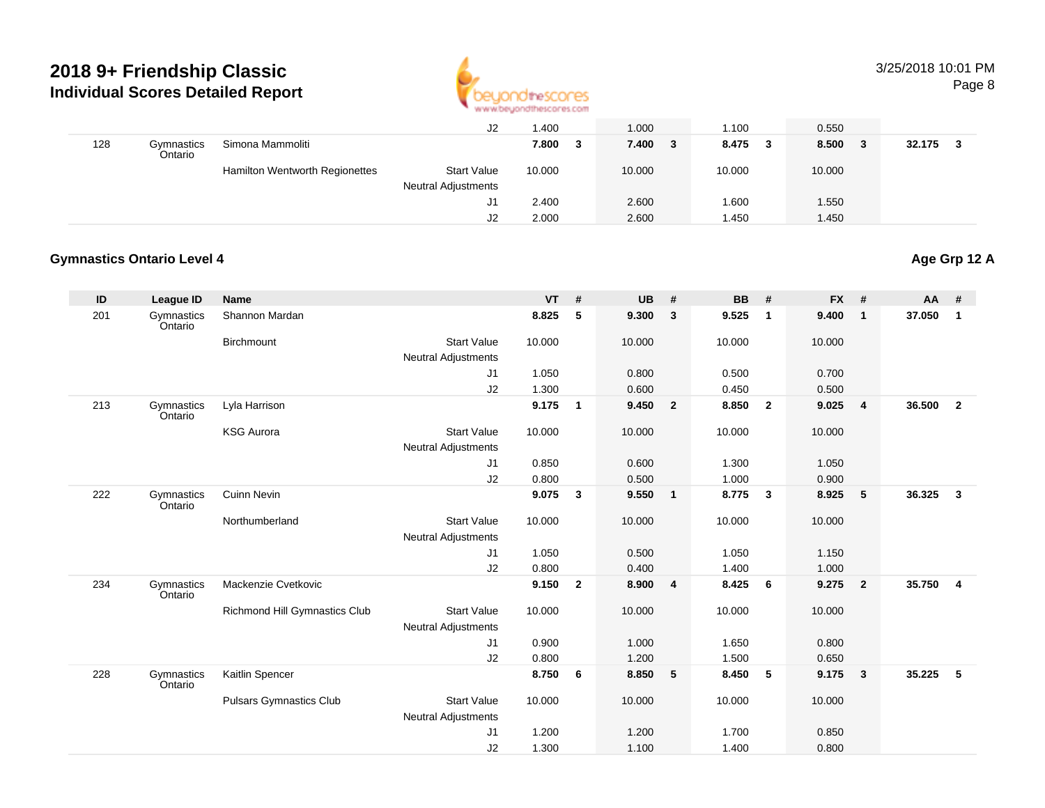# 2018 9+ Friendship Classic
## Individual Scores Detailed Report

| ID | League ID | Name | | VT | # | UB | # | BB | # | FX | # | AA | # |
|---|---|---|---|---|---|---|---|---|---|---|---|---|---|
| | | | J2 | 1.400 | | 1.000 | | 1.100 | | 0.550 | | | |
| 128 | Gymnastics Ontario | Simona Mammoliti | | **7.800** | **3** | **7.400** | **3** | **8.475** | **3** | **8.500** | **3** | **32.175** | **3** |
| | | Hamilton Wentworth Regionettes | Start Value | 10.000 | | 10.000 | | 10.000 | | 10.000 | | | |
| | | | Neutral Adjustments | | | | | | | | | | |
| | | | J1 | 2.400 | | 2.600 | | 1.600 | | 1.550 | | | |
| | | | J2 | 2.000 | | 2.600 | | 1.450 | | 1.450 | | | |

### Gymnastics Ontario Level 4

**Age Grp 12 A**

| ID | League ID | Name | | VT | # | UB | # | BB | # | FX | # | AA | # |
|---|---|---|---|---|---|---|---|---|---|---|---|---|---|
| 201 | Gymnastics Ontario | Shannon Mardan | | **8.825** | **5** | **9.300** | **3** | **9.525** | **1** | **9.400** | **1** | **37.050** | **1** |
| | | Birchmount | Start Value | 10.000 | | 10.000 | | 10.000 | | 10.000 | | | |
| | | | Neutral Adjustments | | | | | | | | | | |
| | | | J1 | 1.050 | | 0.800 | | 0.500 | | 0.700 | | | |
| | | | J2 | 1.300 | | 0.600 | | 0.450 | | 0.500 | | | |
| 213 | Gymnastics Ontario | Lyla Harrison | | **9.175** | **1** | **9.450** | **2** | **8.850** | **2** | **9.025** | **4** | **36.500** | **2** |
| | | KSG Aurora | Start Value | 10.000 | | 10.000 | | 10.000 | | 10.000 | | | |
| | | | Neutral Adjustments | | | | | | | | | | |
| | | | J1 | 0.850 | | 0.600 | | 1.300 | | 1.050 | | | |
| | | | J2 | 0.800 | | 0.500 | | 1.000 | | 0.900 | | | |
| 222 | Gymnastics Ontario | Cuinn Nevin | | **9.075** | **3** | **9.550** | **1** | **8.775** | **3** | **8.925** | **5** | **36.325** | **3** |
| | | Northumberland | Start Value | 10.000 | | 10.000 | | 10.000 | | 10.000 | | | |
| | | | Neutral Adjustments | | | | | | | | | | |
| | | | J1 | 1.050 | | 0.500 | | 1.050 | | 1.150 | | | |
| | | | J2 | 0.800 | | 0.400 | | 1.400 | | 1.000 | | | |
| 234 | Gymnastics Ontario | Mackenzie Cvetkovic | | **9.150** | **2** | **8.900** | **4** | **8.425** | **6** | **9.275** | **2** | **35.750** | **4** |
| | | Richmond Hill Gymnastics Club | Start Value | 10.000 | | 10.000 | | 10.000 | | 10.000 | | | |
| | | | Neutral Adjustments | | | | | | | | | | |
| | | | J1 | 0.900 | | 1.000 | | 1.650 | | 0.800 | | | |
| | | | J2 | 0.800 | | 1.200 | | 1.500 | | 0.650 | | | |
| 228 | Gymnastics Ontario | Kaitlin Spencer | | **8.750** | **6** | **8.850** | **5** | **8.450** | **5** | **9.175** | **3** | **35.225** | **5** |
| | | Pulsars Gymnastics Club | Start Value | 10.000 | | 10.000 | | 10.000 | | 10.000 | | | |
| | | | Neutral Adjustments | | | | | | | | | | |
| | | | J1 | 1.200 | | 1.200 | | 1.700 | | 0.850 | | | |
| | | | J2 | 1.300 | | 1.100 | | 1.400 | | 0.800 | | | |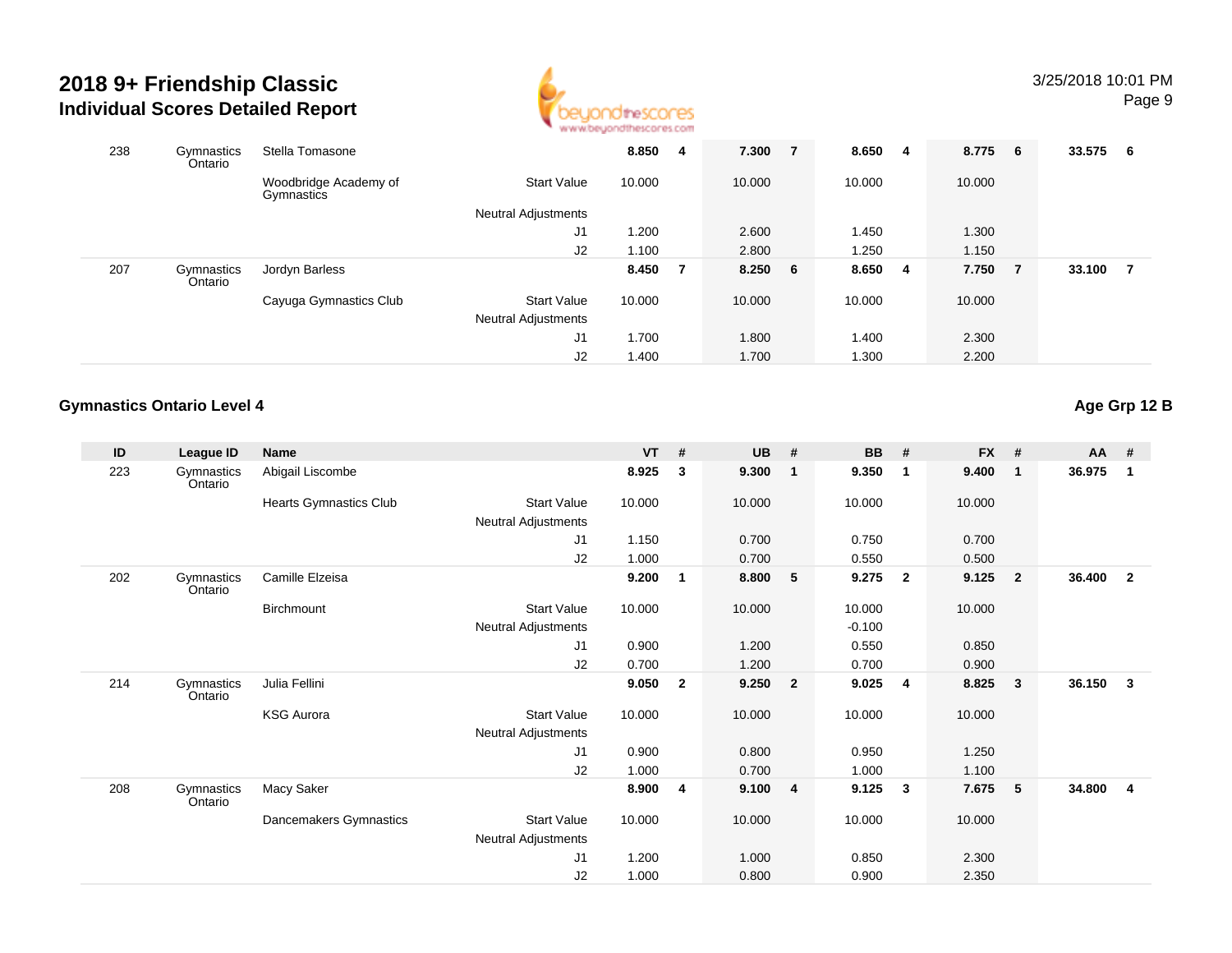# 2018 9+ Friendship Classic

## Individual Scores Detailed Report

| ID | League ID | Name | | VT | # | UB | # | BB | # | FX | # | AA | # |
|---|---|---|---|---|---|---|---|---|---|---|---|---|---|
| 238 | Gymnastics Ontario | Stella Tomasone | | **8.850** | **4** | **7.300** | **7** | **8.650** | **4** | **8.775** | **6** | **33.575** | **6** |
| | | Woodbridge Academy of Gymnastics | Start Value | 10.000 | | 10.000 | | 10.000 | | 10.000 | | | |
| | | | Neutral Adjustments | | | | | | | | | | |
| | | | J1 | 1.200 | | 2.600 | | 1.450 | | 1.300 | | | |
| | | | J2 | 1.100 | | 2.800 | | 1.250 | | 1.150 | | | |
| 207 | Gymnastics Ontario | Jordyn Barless | | **8.450** | **7** | **8.250** | **6** | **8.650** | **4** | **7.750** | **7** | **33.100** | **7** |
| | | Cayuga Gymnastics Club | Start Value | 10.000 | | 10.000 | | 10.000 | | 10.000 | | | |
| | | | Neutral Adjustments | | | | | | | | | | |
| | | | J1 | 1.700 | | 1.800 | | 1.400 | | 2.300 | | | |
| | | | J2 | 1.400 | | 1.700 | | 1.300 | | 2.200 | | | |

### Gymnastics Ontario Level 4

**Age Grp 12 B**

| ID | League ID | Name | | VT | # | UB | # | BB | # | FX | # | AA | # |
|---|---|---|---|---|---|---|---|---|---|---|---|---|---|
| 223 | Gymnastics Ontario | Abigail Liscombe | | **8.925** | **3** | **9.300** | **1** | **9.350** | **1** | **9.400** | **1** | **36.975** | **1** |
| | | Hearts Gymnastics Club | Start Value | 10.000 | | 10.000 | | 10.000 | | 10.000 | | | |
| | | | Neutral Adjustments | | | | | | | | | | |
| | | | J1 | 1.150 | | 0.700 | | 0.750 | | 0.700 | | | |
| | | | J2 | 1.000 | | 0.700 | | 0.550 | | 0.500 | | | |
| 202 | Gymnastics Ontario | Camille Elzeisa | | **9.200** | **1** | **8.800** | **5** | **9.275** | **2** | **9.125** | **2** | **36.400** | **2** |
| | | Birchmount | Start Value | 10.000 | | 10.000 | | 10.000 | | 10.000 | | | |
| | | | Neutral Adjustments | | | | | -0.100 | | | | | |
| | | | J1 | 0.900 | | 1.200 | | 0.550 | | 0.850 | | | |
| | | | J2 | 0.700 | | 1.200 | | 0.700 | | 0.900 | | | |
| 214 | Gymnastics Ontario | Julia Fellini | | **9.050** | **2** | **9.250** | **2** | **9.025** | **4** | **8.825** | **3** | **36.150** | **3** |
| | | KSG Aurora | Start Value | 10.000 | | 10.000 | | 10.000 | | 10.000 | | | |
| | | | Neutral Adjustments | | | | | | | | | | |
| | | | J1 | 0.900 | | 0.800 | | 0.950 | | 1.250 | | | |
| | | | J2 | 1.000 | | 0.700 | | 1.000 | | 1.100 | | | |
| 208 | Gymnastics Ontario | Macy Saker | | **8.900** | **4** | **9.100** | **4** | **9.125** | **3** | **7.675** | **5** | **34.800** | **4** |
| | | Dancemakers Gymnastics | Start Value | 10.000 | | 10.000 | | 10.000 | | 10.000 | | | |
| | | | Neutral Adjustments | | | | | | | | | | |
| | | | J1 | 1.200 | | 1.000 | | 0.850 | | 2.300 | | | |
| | | | J2 | 1.000 | | 0.800 | | 0.900 | | 2.350 | | | |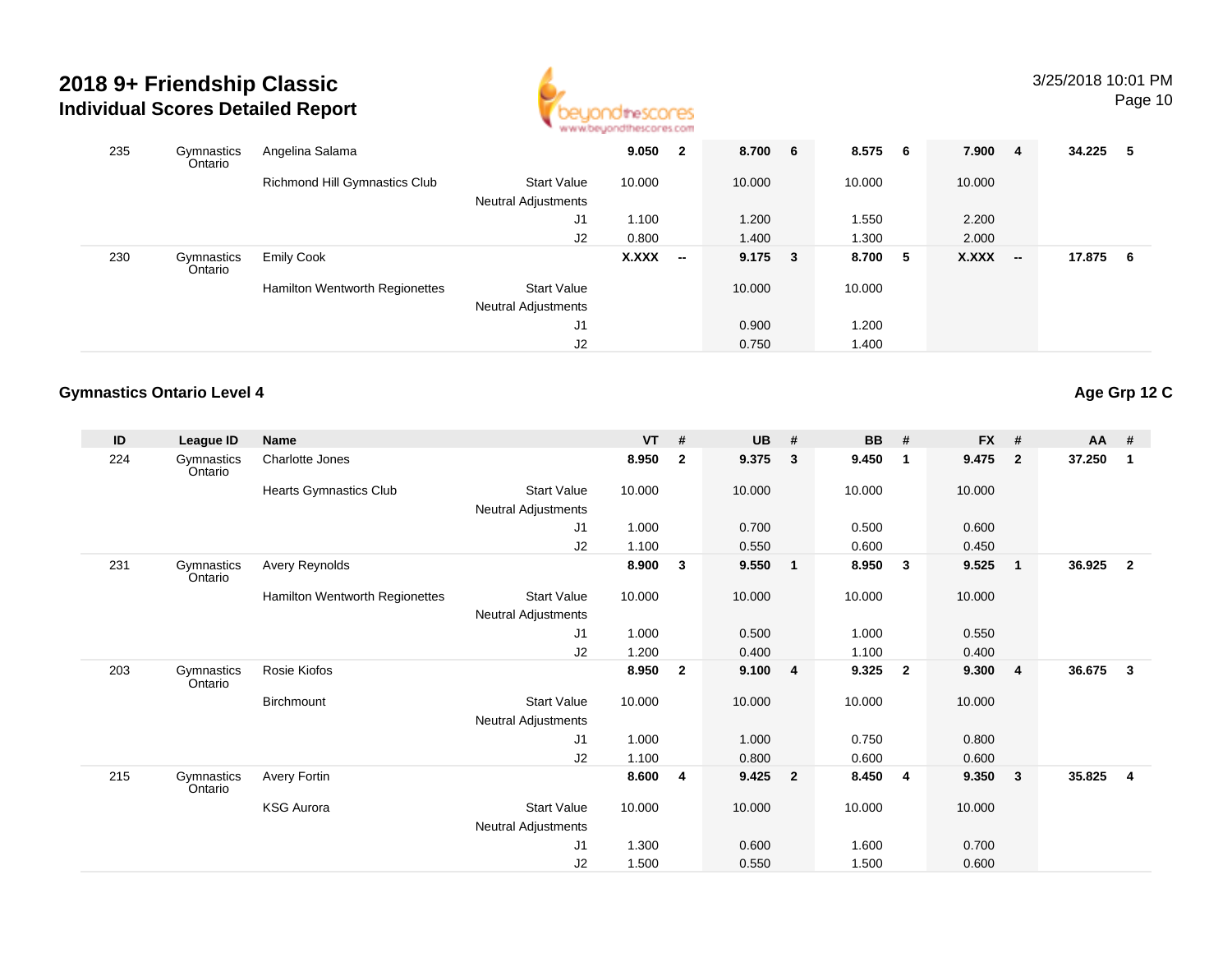# 2018 9+ Friendship Classic

## Individual Scores Detailed Report

3/25/2018 10:01 PM

| ID | League ID | Name | | VT | # | UB | # | BB | # | FX | # | AA | # |
|---|---|---|---|---|---|---|---|---|---|---|---|---|---|
| 235 | Gymnastics Ontario | Angelina Salama | | 9.050 | 2 | 8.700 | 6 | 8.575 | 6 | 7.900 | 4 | 34.225 | 5 |
| | | Richmond Hill Gymnastics Club | Start Value | 10.000 | | 10.000 | | 10.000 | | 10.000 | | | |
| | | | Neutral Adjustments | | | | | | | | | | |
| | | | J1 | 1.100 | | 1.200 | | 1.550 | | 2.200 | | | |
| | | | J2 | 0.800 | | 1.400 | | 1.300 | | 2.000 | | | |
| 230 | Gymnastics Ontario | Emily Cook | | X.XXX | -- | 9.175 | 3 | 8.700 | 5 | X.XXX | -- | 17.875 | 6 |
| | | Hamilton Wentworth Regionettes | Start Value | | | 10.000 | | 10.000 | | | | | |
| | | | Neutral Adjustments | | | | | | | | | | |
| | | | J1 | | | 0.900 | | 1.200 | | | | | |
| | | | J2 | | | 0.750 | | 1.400 | | | | | |

### Gymnastics Ontario Level 4

**Age Grp 12 C**

| ID | League ID | Name | | VT | # | UB | # | BB | # | FX | # | AA | # |
|---|---|---|---|---|---|---|---|---|---|---|---|---|---|
| 224 | Gymnastics Ontario | Charlotte Jones | | 8.950 | 2 | 9.375 | 3 | 9.450 | 1 | 9.475 | 2 | 37.250 | 1 |
| | | Hearts Gymnastics Club | Start Value | 10.000 | | 10.000 | | 10.000 | | 10.000 | | | |
| | | | Neutral Adjustments | | | | | | | | | | |
| | | | J1 | 1.000 | | 0.700 | | 0.500 | | 0.600 | | | |
| | | | J2 | 1.100 | | 0.550 | | 0.600 | | 0.450 | | | |
| 231 | Gymnastics Ontario | Avery Reynolds | | 8.900 | 3 | 9.550 | 1 | 8.950 | 3 | 9.525 | 1 | 36.925 | 2 |
| | | Hamilton Wentworth Regionettes | Start Value | 10.000 | | 10.000 | | 10.000 | | 10.000 | | | |
| | | | Neutral Adjustments | | | | | | | | | | |
| | | | J1 | 1.000 | | 0.500 | | 1.000 | | 0.550 | | | |
| | | | J2 | 1.200 | | 0.400 | | 1.100 | | 0.400 | | | |
| 203 | Gymnastics Ontario | Rosie Kiofos | | 8.950 | 2 | 9.100 | 4 | 9.325 | 2 | 9.300 | 4 | 36.675 | 3 |
| | | Birchmount | Start Value | 10.000 | | 10.000 | | 10.000 | | 10.000 | | | |
| | | | Neutral Adjustments | | | | | | | | | | |
| | | | J1 | 1.000 | | 1.000 | | 0.750 | | 0.800 | | | |
| | | | J2 | 1.100 | | 0.800 | | 0.600 | | 0.600 | | | |
| 215 | Gymnastics Ontario | Avery Fortin | | 8.600 | 4 | 9.425 | 2 | 8.450 | 4 | 9.350 | 3 | 35.825 | 4 |
| | | KSG Aurora | Start Value | 10.000 | | 10.000 | | 10.000 | | 10.000 | | | |
| | | | Neutral Adjustments | | | | | | | | | | |
| | | | J1 | 1.300 | | 0.600 | | 1.600 | | 0.700 | | | |
| | | | J2 | 1.500 | | 0.550 | | 1.500 | | 0.600 | | | |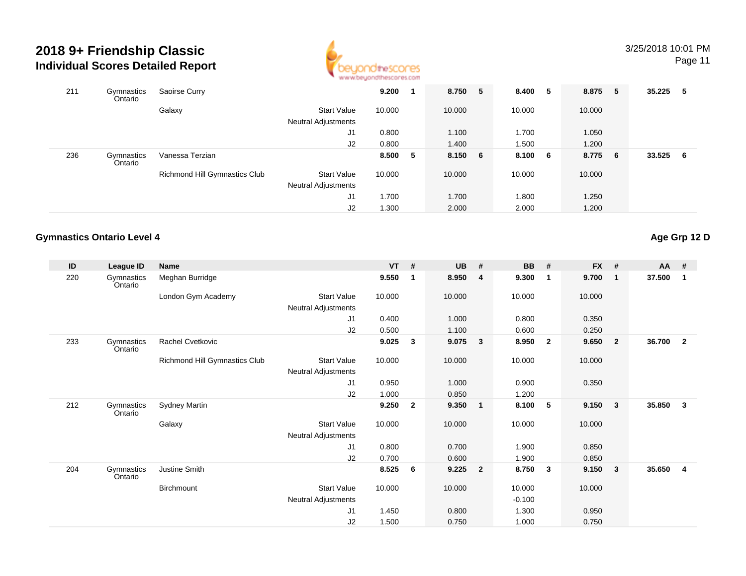# 2018 9+ Friendship Classic
## Individual Scores Detailed Report

| ID | League ID | Name | | VT | # | UB | # | BB | # | FX | # | AA | # |
|---|---|---|---|---|---|---|---|---|---|---|---|---|---|
| 211 | Gymnastics Ontario | Saoirse Curry | | **9.200** | **1** | **8.750** | **5** | **8.400** | **5** | **8.875** | **5** | **35.225** | **5** |
| | | Galaxy | Start Value | 10.000 | | 10.000 | | 10.000 | | 10.000 | | | |
| | | | Neutral Adjustments | | | | | | | | | | |
| | | | J1 | 0.800 | | 1.100 | | 1.700 | | 1.050 | | | |
| | | | J2 | 0.800 | | 1.400 | | 1.500 | | 1.200 | | | |
| 236 | Gymnastics Ontario | Vanessa Terzian | | **8.500** | **5** | **8.150** | **6** | **8.100** | **6** | **8.775** | **6** | **33.525** | **6** |
| | | Richmond Hill Gymnastics Club | Start Value | 10.000 | | 10.000 | | 10.000 | | 10.000 | | | |
| | | | Neutral Adjustments | | | | | | | | | | |
| | | | J1 | 1.700 | | 1.700 | | 1.800 | | 1.250 | | | |
| | | | J2 | 1.300 | | 2.000 | | 2.000 | | 1.200 | | | |

### Gymnastics Ontario Level 4

**Age Grp 12 D**

| ID | League ID | Name | | VT | # | UB | # | BB | # | FX | # | AA | # |
|---|---|---|---|---|---|---|---|---|---|---|---|---|---|
| 220 | Gymnastics Ontario | Meghan Burridge | | **9.550** | **1** | **8.950** | **4** | **9.300** | **1** | **9.700** | **1** | **37.500** | **1** |
| | | London Gym Academy | Start Value | 10.000 | | 10.000 | | 10.000 | | 10.000 | | | |
| | | | Neutral Adjustments | | | | | | | | | | |
| | | | J1 | 0.400 | | 1.000 | | 0.800 | | 0.350 | | | |
| | | | J2 | 0.500 | | 1.100 | | 0.600 | | 0.250 | | | |
| 233 | Gymnastics Ontario | Rachel Cvetkovic | | **9.025** | **3** | **9.075** | **3** | **8.950** | **2** | **9.650** | **2** | **36.700** | **2** |
| | | Richmond Hill Gymnastics Club | Start Value | 10.000 | | 10.000 | | 10.000 | | 10.000 | | | |
| | | | Neutral Adjustments | | | | | | | | | | |
| | | | J1 | 0.950 | | 1.000 | | 0.900 | | 0.350 | | | |
| | | | J2 | 1.000 | | 0.850 | | 1.200 | | | | | |
| 212 | Gymnastics Ontario | Sydney Martin | | **9.250** | **2** | **9.350** | **1** | **8.100** | **5** | **9.150** | **3** | **35.850** | **3** |
| | | Galaxy | Start Value | 10.000 | | 10.000 | | 10.000 | | 10.000 | | | |
| | | | Neutral Adjustments | | | | | | | | | | |
| | | | J1 | 0.800 | | 0.700 | | 1.900 | | 0.850 | | | |
| | | | J2 | 0.700 | | 0.600 | | 1.900 | | 0.850 | | | |
| 204 | Gymnastics Ontario | Justine Smith | | **8.525** | **6** | **9.225** | **2** | **8.750** | **3** | **9.150** | **3** | **35.650** | **4** |
| | | Birchmount | Start Value | 10.000 | | 10.000 | | 10.000 | | 10.000 | | | |
| | | | Neutral Adjustments | | | | | -0.100 | | | | | |
| | | | J1 | 1.450 | | 0.800 | | 1.300 | | 0.950 | | | |
| | | | J2 | 1.500 | | 0.750 | | 1.000 | | 0.750 | | | |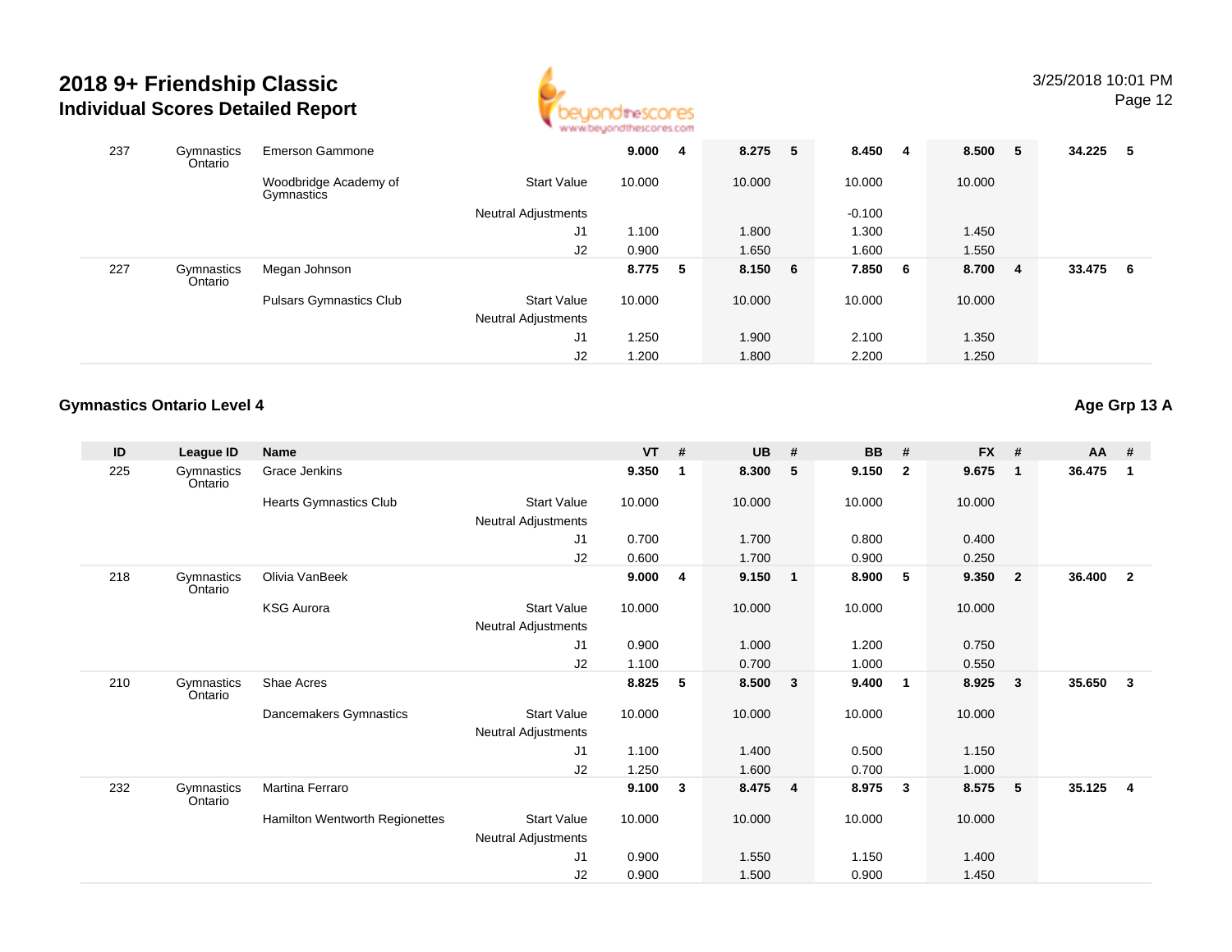# 2018 9+ Friendship Classic
## Individual Scores Detailed Report

3/25/2018 10:01 PM

| ID | League ID | Name | | VT | # | UB | # | BB | # | FX | # | AA | # |
|---|---|---|---|---|---|---|---|---|---|---|---|---|---|
| 237 | Gymnastics Ontario | Emerson Gammone | | **9.000** | **4** | **8.275** | **5** | **8.450** | **4** | **8.500** | **5** | **34.225** | **5** |
| | | Woodbridge Academy of Gymnastics | Start Value | 10.000 | | 10.000 | | 10.000 | | 10.000 | | | |
| | | | Neutral Adjustments | | | | | -0.100 | | | | | |
| | | | J1 | 1.100 | | 1.800 | | 1.300 | | 1.450 | | | |
| | | | J2 | 0.900 | | 1.650 | | 1.600 | | 1.550 | | | |
| 227 | Gymnastics Ontario | Megan Johnson | | **8.775** | **5** | **8.150** | **6** | **7.850** | **6** | **8.700** | **4** | **33.475** | **6** |
| | | Pulsars Gymnastics Club | Start Value | 10.000 | | 10.000 | | 10.000 | | 10.000 | | | |
| | | | Neutral Adjustments | | | | | | | | | | |
| | | | J1 | 1.250 | | 1.900 | | 2.100 | | 1.350 | | | |
| | | | J2 | 1.200 | | 1.800 | | 2.200 | | 1.250 | | | |

### Gymnastics Ontario Level 4

**Age Grp 13 A**

| ID | League ID | Name | | VT | # | UB | # | BB | # | FX | # | AA | # |
|---|---|---|---|---|---|---|---|---|---|---|---|---|---|
| 225 | Gymnastics Ontario | Grace Jenkins | | **9.350** | **1** | **8.300** | **5** | **9.150** | **2** | **9.675** | **1** | **36.475** | **1** |
| | | Hearts Gymnastics Club | Start Value | 10.000 | | 10.000 | | 10.000 | | 10.000 | | | |
| | | | Neutral Adjustments | | | | | | | | | | |
| | | | J1 | 0.700 | | 1.700 | | 0.800 | | 0.400 | | | |
| | | | J2 | 0.600 | | 1.700 | | 0.900 | | 0.250 | | | |
| 218 | Gymnastics Ontario | Olivia VanBeek | | **9.000** | **4** | **9.150** | **1** | **8.900** | **5** | **9.350** | **2** | **36.400** | **2** |
| | | KSG Aurora | Start Value | 10.000 | | 10.000 | | 10.000 | | 10.000 | | | |
| | | | Neutral Adjustments | | | | | | | | | | |
| | | | J1 | 0.900 | | 1.000 | | 1.200 | | 0.750 | | | |
| | | | J2 | 1.100 | | 0.700 | | 1.000 | | 0.550 | | | |
| 210 | Gymnastics Ontario | Shae Acres | | **8.825** | **5** | **8.500** | **3** | **9.400** | **1** | **8.925** | **3** | **35.650** | **3** |
| | | Dancemakers Gymnastics | Start Value | 10.000 | | 10.000 | | 10.000 | | 10.000 | | | |
| | | | Neutral Adjustments | | | | | | | | | | |
| | | | J1 | 1.100 | | 1.400 | | 0.500 | | 1.150 | | | |
| | | | J2 | 1.250 | | 1.600 | | 0.700 | | 1.000 | | | |
| 232 | Gymnastics Ontario | Martina Ferraro | | **9.100** | **3** | **8.475** | **4** | **8.975** | **3** | **8.575** | **5** | **35.125** | **4** |
| | | Hamilton Wentworth Regionettes | Start Value | 10.000 | | 10.000 | | 10.000 | | 10.000 | | | |
| | | | Neutral Adjustments | | | | | | | | | | |
| | | | J1 | 0.900 | | 1.550 | | 1.150 | | 1.400 | | | |
| | | | J2 | 0.900 | | 1.500 | | 0.900 | | 1.450 | | | |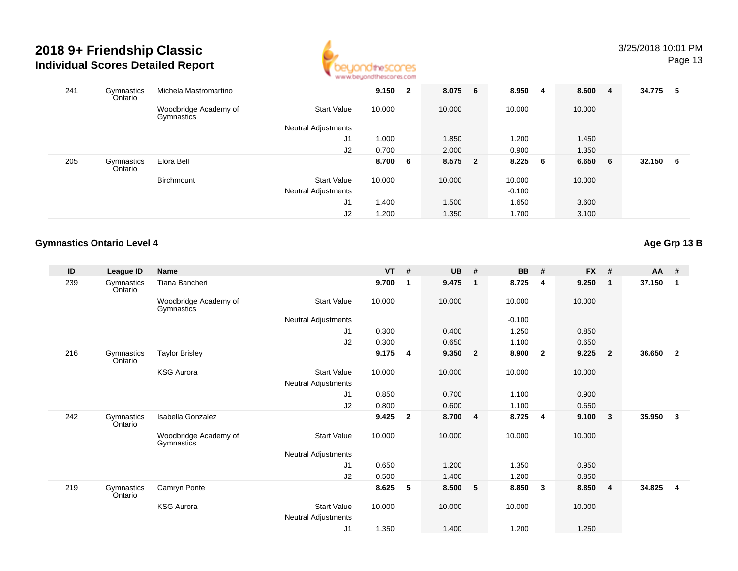# 2018 9+ Friendship Classic

## Individual Scores Detailed Report

| ID | League ID | Name | | VT | # | UB | # | BB | # | FX | # | AA | # |
|---|---|---|---|---|---|---|---|---|---|---|---|---|---|
| 241 | Gymnastics Ontario | Michela Mastromartino | | **9.150** | **2** | **8.075** | **6** | **8.950** | **4** | **8.600** | **4** | **34.775** | **5** |
| | | Woodbridge Academy of Gymnastics | Start Value | 10.000 | | 10.000 | | 10.000 | | 10.000 | | | |
| | | | Neutral Adjustments | | | | | | | | | | |
| | | | J1 | 1.000 | | 1.850 | | 1.200 | | 1.450 | | | |
| | | | J2 | 0.700 | | 2.000 | | 0.900 | | 1.350 | | | |
| 205 | Gymnastics Ontario | Elora Bell | | **8.700** | **6** | **8.575** | **2** | **8.225** | **6** | **6.650** | **6** | **32.150** | **6** |
| | | Birchmount | Start Value | 10.000 | | 10.000 | | 10.000 | | 10.000 | | | |
| | | | Neutral Adjustments | | | | | -0.100 | | | | | |
| | | | J1 | 1.400 | | 1.500 | | 1.650 | | 3.600 | | | |
| | | | J2 | 1.200 | | 1.350 | | 1.700 | | 3.100 | | | |

### Gymnastics Ontario Level 4 — Age Grp 13 B

| ID | League ID | Name | | VT | # | UB | # | BB | # | FX | # | AA | # |
|---|---|---|---|---|---|---|---|---|---|---|---|---|---|
| 239 | Gymnastics Ontario | Tiana Bancheri | | **9.700** | **1** | **9.475** | **1** | **8.725** | **4** | **9.250** | **1** | **37.150** | **1** |
| | | Woodbridge Academy of Gymnastics | Start Value | 10.000 | | 10.000 | | 10.000 | | 10.000 | | | |
| | | | Neutral Adjustments | | | | | -0.100 | | | | | |
| | | | J1 | 0.300 | | 0.400 | | 1.250 | | 0.850 | | | |
| | | | J2 | 0.300 | | 0.650 | | 1.100 | | 0.650 | | | |
| 216 | Gymnastics Ontario | Taylor Brisley | | **9.175** | **4** | **9.350** | **2** | **8.900** | **2** | **9.225** | **2** | **36.650** | **2** |
| | | KSG Aurora | Start Value | 10.000 | | 10.000 | | 10.000 | | 10.000 | | | |
| | | | Neutral Adjustments | | | | | | | | | | |
| | | | J1 | 0.850 | | 0.700 | | 1.100 | | 0.900 | | | |
| | | | J2 | 0.800 | | 0.600 | | 1.100 | | 0.650 | | | |
| 242 | Gymnastics Ontario | Isabella Gonzalez | | **9.425** | **2** | **8.700** | **4** | **8.725** | **4** | **9.100** | **3** | **35.950** | **3** |
| | | Woodbridge Academy of Gymnastics | Start Value | 10.000 | | 10.000 | | 10.000 | | 10.000 | | | |
| | | | Neutral Adjustments | | | | | | | | | | |
| | | | J1 | 0.650 | | 1.200 | | 1.350 | | 0.950 | | | |
| | | | J2 | 0.500 | | 1.400 | | 1.200 | | 0.850 | | | |
| 219 | Gymnastics Ontario | Camryn Ponte | | **8.625** | **5** | **8.500** | **5** | **8.850** | **3** | **8.850** | **4** | **34.825** | **4** |
| | | KSG Aurora | Start Value | 10.000 | | 10.000 | | 10.000 | | 10.000 | | | |
| | | | Neutral Adjustments | | | | | | | | | | |
| | | | J1 | 1.350 | | 1.400 | | 1.200 | | 1.250 | | | |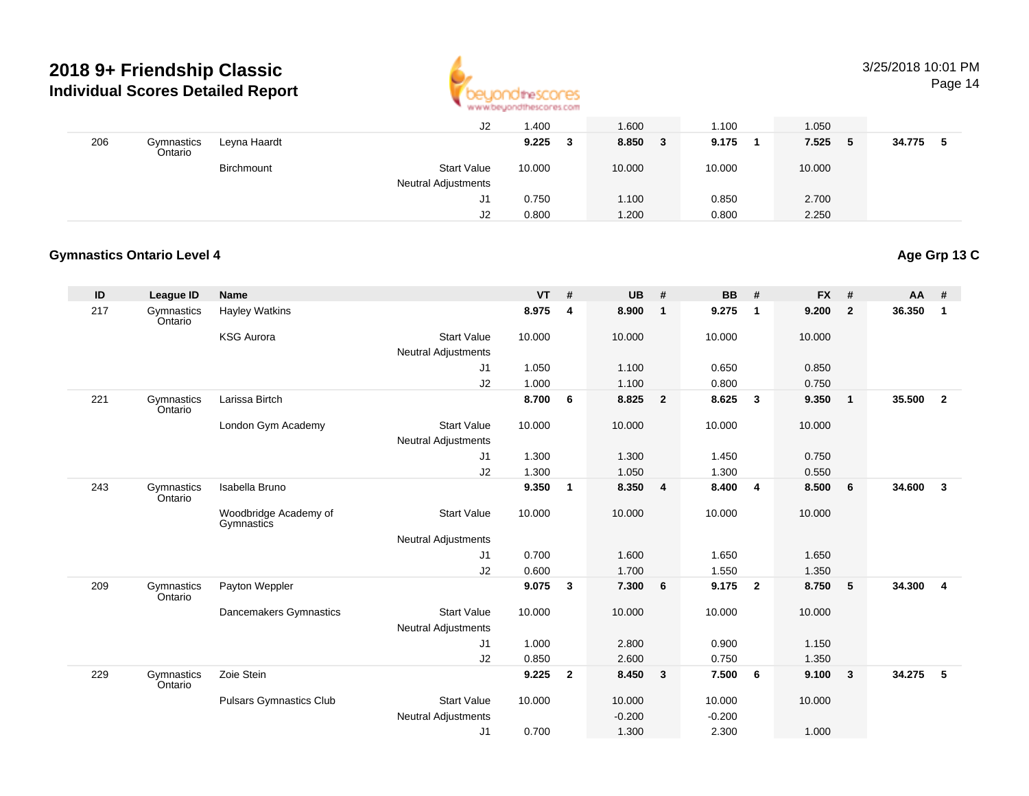# 2018 9+ Friendship Classic

## Individual Scores Detailed Report

| ID | League ID | Name | | VT | # | UB | # | BB | # | FX | # | AA | # |
|---|---|---|---|---|---|---|---|---|---|---|---|---|---|
| | | | J2 | 1.400 | | 1.600 | | 1.100 | | 1.050 | | | |
| 206 | Gymnastics Ontario | Leyna Haardt | | **9.225** | **3** | **8.850** | **3** | **9.175** | **1** | **7.525** | **5** | **34.775** | **5** |
| | | Birchmount | Start Value | 10.000 | | 10.000 | | 10.000 | | 10.000 | | | |
| | | | Neutral Adjustments | | | | | | | | | | |
| | | | J1 | 0.750 | | 1.100 | | 0.850 | | 2.700 | | | |
| | | | J2 | 0.800 | | 1.200 | | 0.800 | | 2.250 | | | |

### Gymnastics Ontario Level 4

**Age Grp 13 C**

| ID | League ID | Name | | VT | # | UB | # | BB | # | FX | # | AA | # |
|---|---|---|---|---|---|---|---|---|---|---|---|---|---|
| 217 | Gymnastics Ontario | Hayley Watkins | | **8.975** | **4** | **8.900** | **1** | **9.275** | **1** | **9.200** | **2** | **36.350** | **1** |
| | | KSG Aurora | Start Value | 10.000 | | 10.000 | | 10.000 | | 10.000 | | | |
| | | | Neutral Adjustments | | | | | | | | | | |
| | | | J1 | 1.050 | | 1.100 | | 0.650 | | 0.850 | | | |
| | | | J2 | 1.000 | | 1.100 | | 0.800 | | 0.750 | | | |
| 221 | Gymnastics Ontario | Larissa Birtch | | **8.700** | **6** | **8.825** | **2** | **8.625** | **3** | **9.350** | **1** | **35.500** | **2** |
| | | London Gym Academy | Start Value | 10.000 | | 10.000 | | 10.000 | | 10.000 | | | |
| | | | Neutral Adjustments | | | | | | | | | | |
| | | | J1 | 1.300 | | 1.300 | | 1.450 | | 0.750 | | | |
| | | | J2 | 1.300 | | 1.050 | | 1.300 | | 0.550 | | | |
| 243 | Gymnastics Ontario | Isabella Bruno | | **9.350** | **1** | **8.350** | **4** | **8.400** | **4** | **8.500** | **6** | **34.600** | **3** |
| | | Woodbridge Academy of Gymnastics | Start Value | 10.000 | | 10.000 | | 10.000 | | 10.000 | | | |
| | | | Neutral Adjustments | | | | | | | | | | |
| | | | J1 | 0.700 | | 1.600 | | 1.650 | | 1.650 | | | |
| | | | J2 | 0.600 | | 1.700 | | 1.550 | | 1.350 | | | |
| 209 | Gymnastics Ontario | Payton Weppler | | **9.075** | **3** | **7.300** | **6** | **9.175** | **2** | **8.750** | **5** | **34.300** | **4** |
| | | Dancemakers Gymnastics | Start Value | 10.000 | | 10.000 | | 10.000 | | 10.000 | | | |
| | | | Neutral Adjustments | | | | | | | | | | |
| | | | J1 | 1.000 | | 2.800 | | 0.900 | | 1.150 | | | |
| | | | J2 | 0.850 | | 2.600 | | 0.750 | | 1.350 | | | |
| 229 | Gymnastics Ontario | Zoie Stein | | **9.225** | **2** | **8.450** | **3** | **7.500** | **6** | **9.100** | **3** | **34.275** | **5** |
| | | Pulsars Gymnastics Club | Start Value | 10.000 | | 10.000 | | 10.000 | | 10.000 | | | |
| | | | Neutral Adjustments | | | -0.200 | | -0.200 | | | | | |
| | | | J1 | 0.700 | | 1.300 | | 2.300 | | 1.000 | | | |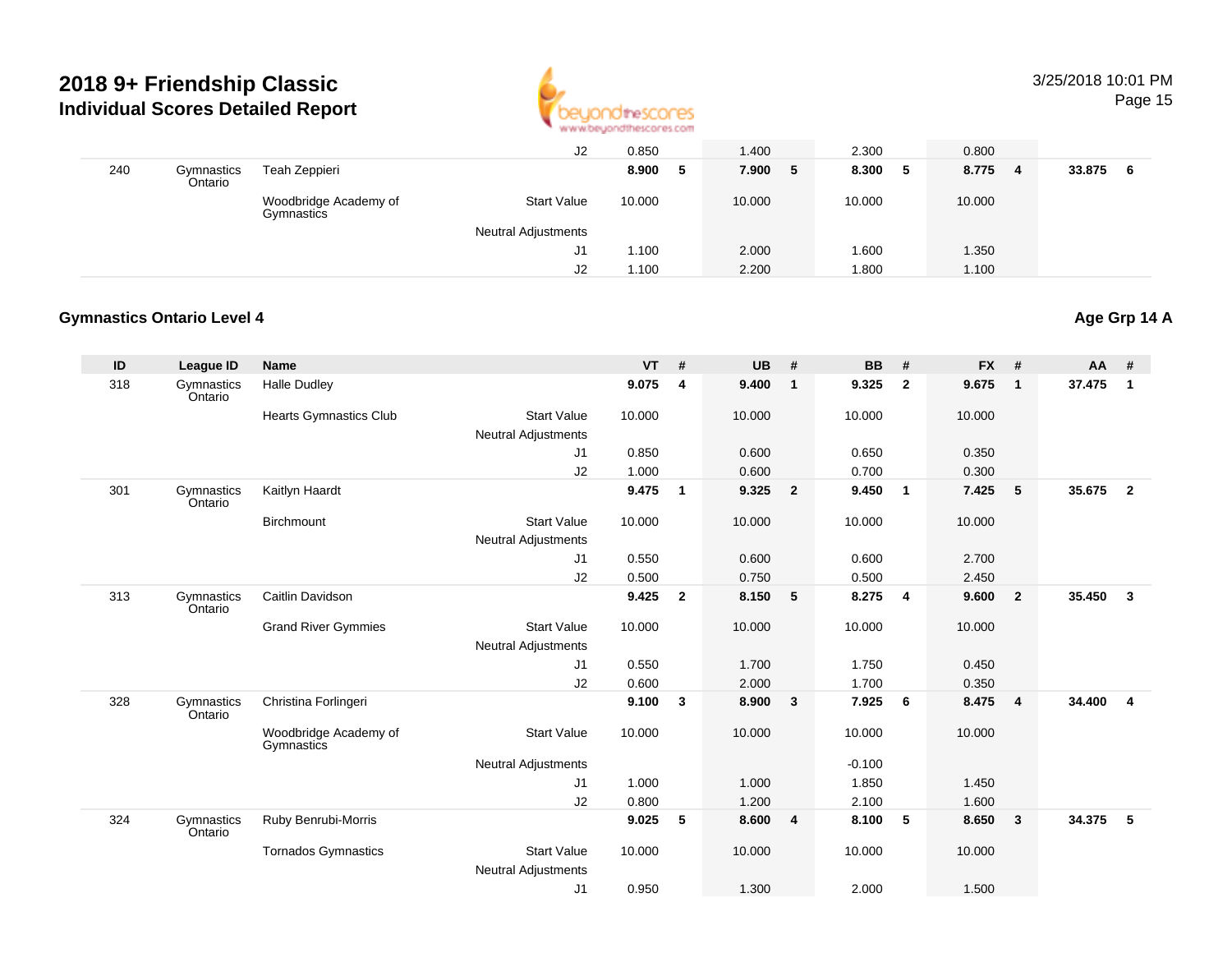# 2018 9+ Friendship Classic
## Individual Scores Detailed Report

| ID | League ID | Name | | VT | # | UB | # | BB | # | FX | # | AA | # |
|---|---|---|---|---|---|---|---|---|---|---|---|---|---|
| | | | J2 | 0.850 | | 1.400 | | 2.300 | | 0.800 | | | |
| 240 | Gymnastics Ontario | Teah Zeppieri | | **8.900** | **5** | **7.900** | **5** | **8.300** | **5** | **8.775** | **4** | **33.875** | **6** |
| | | Woodbridge Academy of Gymnastics | Start Value | 10.000 | | 10.000 | | 10.000 | | 10.000 | | | |
| | | | Neutral Adjustments | | | | | | | | | | |
| | | | J1 | 1.100 | | 2.000 | | 1.600 | | 1.350 | | | |
| | | | J2 | 1.100 | | 2.200 | | 1.800 | | 1.100 | | | |

### Gymnastics Ontario Level 4

**Age Grp 14 A**

| ID | League ID | Name | | VT | # | UB | # | BB | # | FX | # | AA | # |
|---|---|---|---|---|---|---|---|---|---|---|---|---|---|
| 318 | Gymnastics Ontario | Halle Dudley | | **9.075** | **4** | **9.400** | **1** | **9.325** | **2** | **9.675** | **1** | **37.475** | **1** |
| | | Hearts Gymnastics Club | Start Value | 10.000 | | 10.000 | | 10.000 | | 10.000 | | | |
| | | | Neutral Adjustments | | | | | | | | | | |
| | | | J1 | 0.850 | | 0.600 | | 0.650 | | 0.350 | | | |
| | | | J2 | 1.000 | | 0.600 | | 0.700 | | 0.300 | | | |
| 301 | Gymnastics Ontario | Kaitlyn Haardt | | **9.475** | **1** | **9.325** | **2** | **9.450** | **1** | **7.425** | **5** | **35.675** | **2** |
| | | Birchmount | Start Value | 10.000 | | 10.000 | | 10.000 | | 10.000 | | | |
| | | | Neutral Adjustments | | | | | | | | | | |
| | | | J1 | 0.550 | | 0.600 | | 0.600 | | 2.700 | | | |
| | | | J2 | 0.500 | | 0.750 | | 0.500 | | 2.450 | | | |
| 313 | Gymnastics Ontario | Caitlin Davidson | | **9.425** | **2** | **8.150** | **5** | **8.275** | **4** | **9.600** | **2** | **35.450** | **3** |
| | | Grand River Gymmies | Start Value | 10.000 | | 10.000 | | 10.000 | | 10.000 | | | |
| | | | Neutral Adjustments | | | | | | | | | | |
| | | | J1 | 0.550 | | 1.700 | | 1.750 | | 0.450 | | | |
| | | | J2 | 0.600 | | 2.000 | | 1.700 | | 0.350 | | | |
| 328 | Gymnastics Ontario | Christina Forlingeri | | **9.100** | **3** | **8.900** | **3** | **7.925** | **6** | **8.475** | **4** | **34.400** | **4** |
| | | Woodbridge Academy of Gymnastics | Start Value | 10.000 | | 10.000 | | 10.000 | | 10.000 | | | |
| | | | Neutral Adjustments | | | | | -0.100 | | | | | |
| | | | J1 | 1.000 | | 1.000 | | 1.850 | | 1.450 | | | |
| | | | J2 | 0.800 | | 1.200 | | 2.100 | | 1.600 | | | |
| 324 | Gymnastics Ontario | Ruby Benrubi-Morris | | **9.025** | **5** | **8.600** | **4** | **8.100** | **5** | **8.650** | **3** | **34.375** | **5** |
| | | Tornados Gymnastics | Start Value | 10.000 | | 10.000 | | 10.000 | | 10.000 | | | |
| | | | Neutral Adjustments | | | | | | | | | | |
| | | | J1 | 0.950 | | 1.300 | | 2.000 | | 1.500 | | | |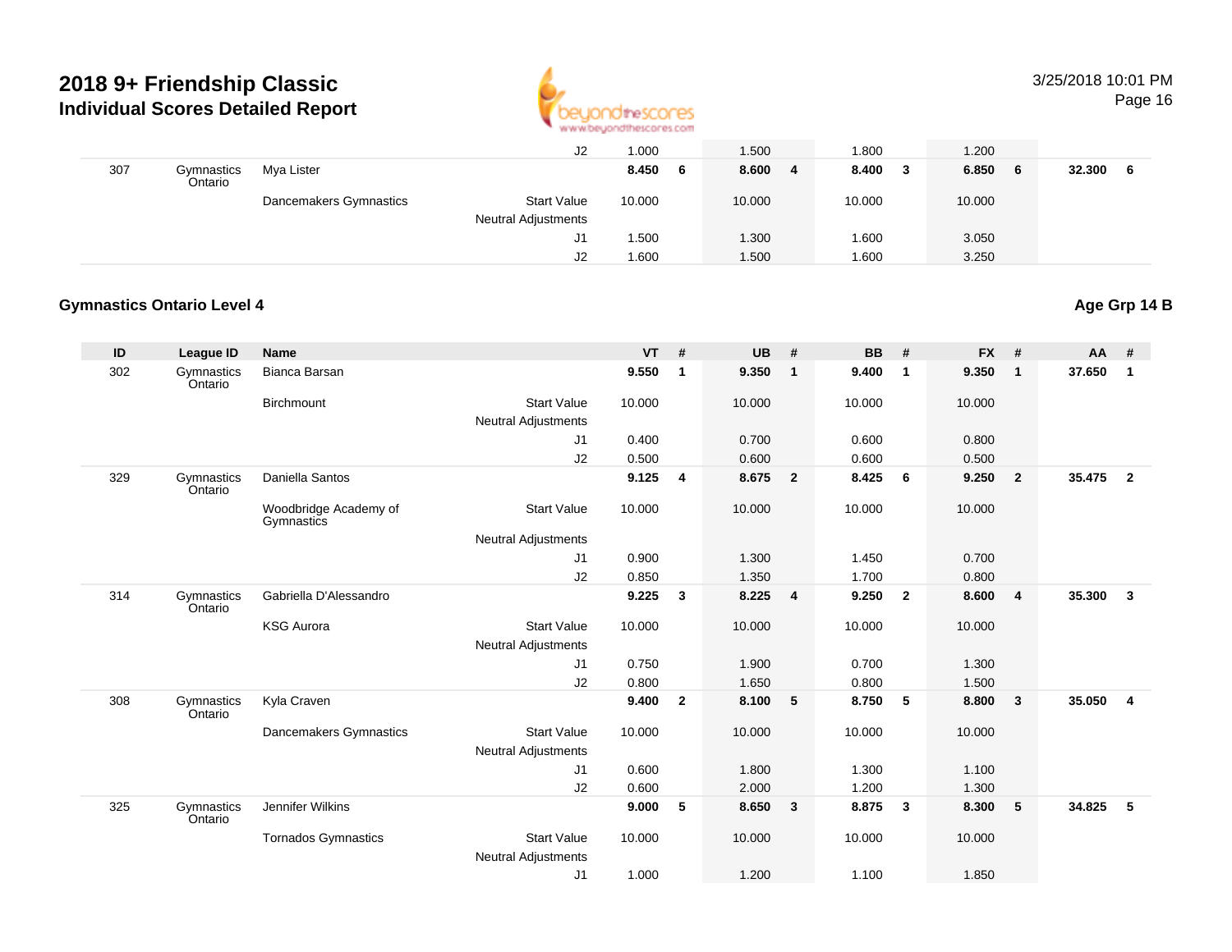# 2018 9+ Friendship Classic

## Individual Scores Detailed Report

3/25/2018 10:01 PM

| ID | League ID | Name | | VT | # | UB | # | BB | # | FX | # | AA | # |
|---|---|---|---|---|---|---|---|---|---|---|---|---|---|
| | | | J2 | 1.000 | | 1.500 | | 1.800 | | 1.200 | | | |
| 307 | Gymnastics Ontario | Mya Lister | | **8.450** | **6** | **8.600** | **4** | **8.400** | **3** | **6.850** | **6** | **32.300** | **6** |
| | | Dancemakers Gymnastics | Start Value | 10.000 | | 10.000 | | 10.000 | | 10.000 | | | |
| | | | Neutral Adjustments | | | | | | | | | | |
| | | | J1 | 1.500 | | 1.300 | | 1.600 | | 3.050 | | | |
| | | | J2 | 1.600 | | 1.500 | | 1.600 | | 3.250 | | | |

### Gymnastics Ontario Level 4

**Age Grp 14 B**

| ID | League ID | Name | | VT | # | UB | # | BB | # | FX | # | AA | # |
|---|---|---|---|---|---|---|---|---|---|---|---|---|---|
| 302 | Gymnastics Ontario | Bianca Barsan | | **9.550** | **1** | **9.350** | **1** | **9.400** | **1** | **9.350** | **1** | **37.650** | **1** |
| | | Birchmount | Start Value | 10.000 | | 10.000 | | 10.000 | | 10.000 | | | |
| | | | Neutral Adjustments | | | | | | | | | | |
| | | | J1 | 0.400 | | 0.700 | | 0.600 | | 0.800 | | | |
| | | | J2 | 0.500 | | 0.600 | | 0.600 | | 0.500 | | | |
| 329 | Gymnastics Ontario | Daniella Santos | | **9.125** | **4** | **8.675** | **2** | **8.425** | **6** | **9.250** | **2** | **35.475** | **2** |
| | | Woodbridge Academy of Gymnastics | Start Value | 10.000 | | 10.000 | | 10.000 | | 10.000 | | | |
| | | | Neutral Adjustments | | | | | | | | | | |
| | | | J1 | 0.900 | | 1.300 | | 1.450 | | 0.700 | | | |
| | | | J2 | 0.850 | | 1.350 | | 1.700 | | 0.800 | | | |
| 314 | Gymnastics Ontario | Gabriella D'Alessandro | | **9.225** | **3** | **8.225** | **4** | **9.250** | **2** | **8.600** | **4** | **35.300** | **3** |
| | | KSG Aurora | Start Value | 10.000 | | 10.000 | | 10.000 | | 10.000 | | | |
| | | | Neutral Adjustments | | | | | | | | | | |
| | | | J1 | 0.750 | | 1.900 | | 0.700 | | 1.300 | | | |
| | | | J2 | 0.800 | | 1.650 | | 0.800 | | 1.500 | | | |
| 308 | Gymnastics Ontario | Kyla Craven | | **9.400** | **2** | **8.100** | **5** | **8.750** | **5** | **8.800** | **3** | **35.050** | **4** |
| | | Dancemakers Gymnastics | Start Value | 10.000 | | 10.000 | | 10.000 | | 10.000 | | | |
| | | | Neutral Adjustments | | | | | | | | | | |
| | | | J1 | 0.600 | | 1.800 | | 1.300 | | 1.100 | | | |
| | | | J2 | 0.600 | | 2.000 | | 1.200 | | 1.300 | | | |
| 325 | Gymnastics Ontario | Jennifer Wilkins | | **9.000** | **5** | **8.650** | **3** | **8.875** | **3** | **8.300** | **5** | **34.825** | **5** |
| | | Tornados Gymnastics | Start Value | 10.000 | | 10.000 | | 10.000 | | 10.000 | | | |
| | | | Neutral Adjustments | | | | | | | | | | |
| | | | J1 | 1.000 | | 1.200 | | 1.100 | | 1.850 | | | |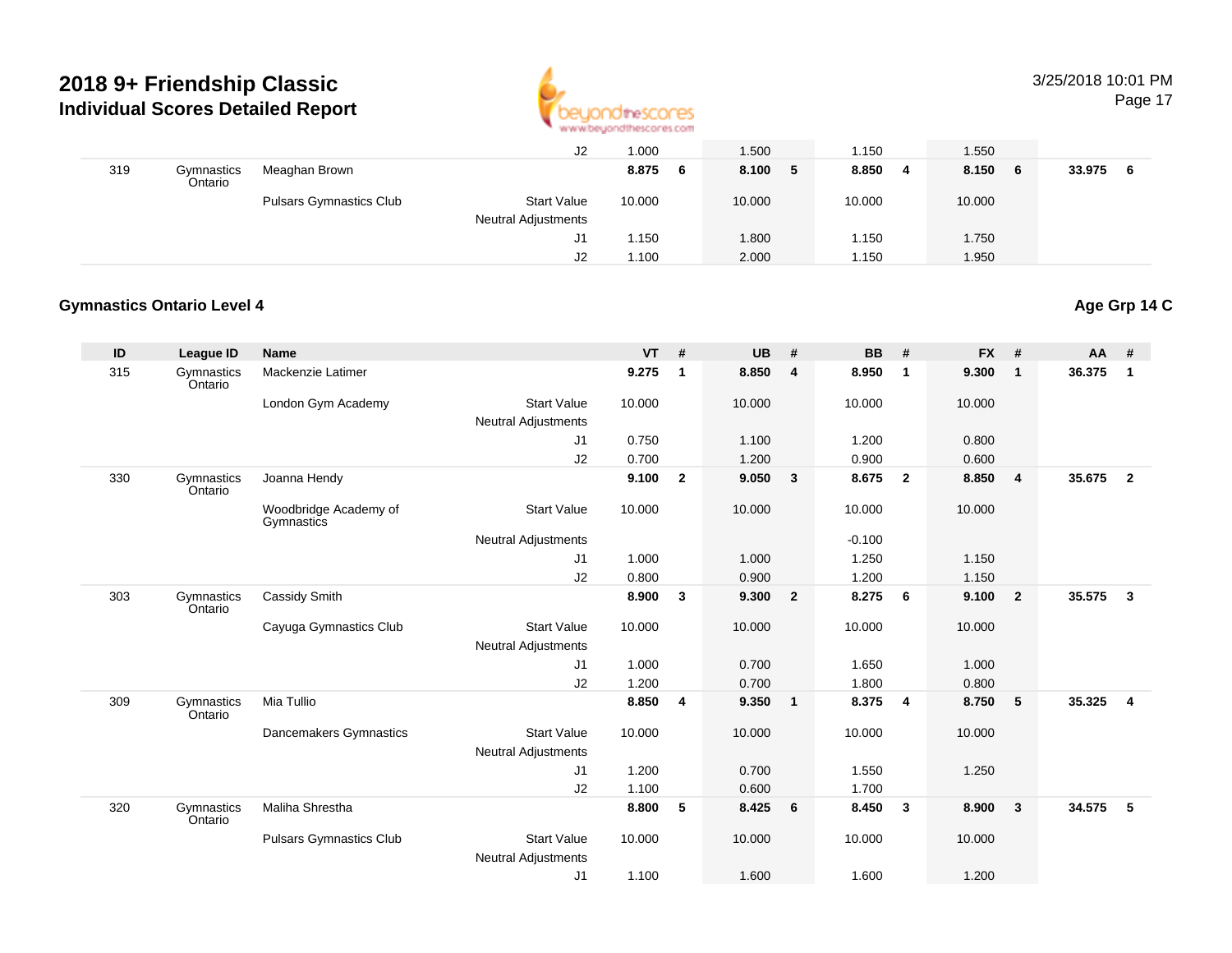# 2018 9+ Friendship Classic

## Individual Scores Detailed Report

3/25/2018 10:01 PM

| ID | League ID | Name | | VT | # | UB | # | BB | # | FX | # | AA | # |
|---|---|---|---|---|---|---|---|---|---|---|---|---|---|
| | | | J2 | 1.000 | | 1.500 | | 1.150 | | 1.550 | | | |
| 319 | Gymnastics Ontario | Meaghan Brown | | **8.875** | **6** | **8.100** | **5** | **8.850** | **4** | **8.150** | **6** | **33.975** | **6** |
| | | Pulsars Gymnastics Club | Start Value | 10.000 | | 10.000 | | 10.000 | | 10.000 | | | |
| | | | Neutral Adjustments | | | | | | | | | | |
| | | | J1 | 1.150 | | 1.800 | | 1.150 | | 1.750 | | | |
| | | | J2 | 1.100 | | 2.000 | | 1.150 | | 1.950 | | | |

### Gymnastics Ontario Level 4

**Age Grp 14 C**

| ID | League ID | Name | | VT | # | UB | # | BB | # | FX | # | AA | # |
|---|---|---|---|---|---|---|---|---|---|---|---|---|---|
| 315 | Gymnastics Ontario | Mackenzie Latimer | | **9.275** | **1** | **8.850** | **4** | **8.950** | **1** | **9.300** | **1** | **36.375** | **1** |
| | | London Gym Academy | Start Value | 10.000 | | 10.000 | | 10.000 | | 10.000 | | | |
| | | | Neutral Adjustments | | | | | | | | | | |
| | | | J1 | 0.750 | | 1.100 | | 1.200 | | 0.800 | | | |
| | | | J2 | 0.700 | | 1.200 | | 0.900 | | 0.600 | | | |
| 330 | Gymnastics Ontario | Joanna Hendy | | **9.100** | **2** | **9.050** | **3** | **8.675** | **2** | **8.850** | **4** | **35.675** | **2** |
| | | Woodbridge Academy of Gymnastics | Start Value | 10.000 | | 10.000 | | 10.000 | | 10.000 | | | |
| | | | Neutral Adjustments | | | | | -0.100 | | | | | |
| | | | J1 | 1.000 | | 1.000 | | 1.250 | | 1.150 | | | |
| | | | J2 | 0.800 | | 0.900 | | 1.200 | | 1.150 | | | |
| 303 | Gymnastics Ontario | Cassidy Smith | | **8.900** | **3** | **9.300** | **2** | **8.275** | **6** | **9.100** | **2** | **35.575** | **3** |
| | | Cayuga Gymnastics Club | Start Value | 10.000 | | 10.000 | | 10.000 | | 10.000 | | | |
| | | | Neutral Adjustments | | | | | | | | | | |
| | | | J1 | 1.000 | | 0.700 | | 1.650 | | 1.000 | | | |
| | | | J2 | 1.200 | | 0.700 | | 1.800 | | 0.800 | | | |
| 309 | Gymnastics Ontario | Mia Tullio | | **8.850** | **4** | **9.350** | **1** | **8.375** | **4** | **8.750** | **5** | **35.325** | **4** |
| | | Dancemakers Gymnastics | Start Value | 10.000 | | 10.000 | | 10.000 | | 10.000 | | | |
| | | | Neutral Adjustments | | | | | | | | | | |
| | | | J1 | 1.200 | | 0.700 | | 1.550 | | 1.250 | | | |
| | | | J2 | 1.100 | | 0.600 | | 1.700 | | | | | |
| 320 | Gymnastics Ontario | Maliha Shrestha | | **8.800** | **5** | **8.425** | **6** | **8.450** | **3** | **8.900** | **3** | **34.575** | **5** |
| | | Pulsars Gymnastics Club | Start Value | 10.000 | | 10.000 | | 10.000 | | 10.000 | | | |
| | | | Neutral Adjustments | | | | | | | | | | |
| | | | J1 | 1.100 | | 1.600 | | 1.600 | | 1.200 | | | |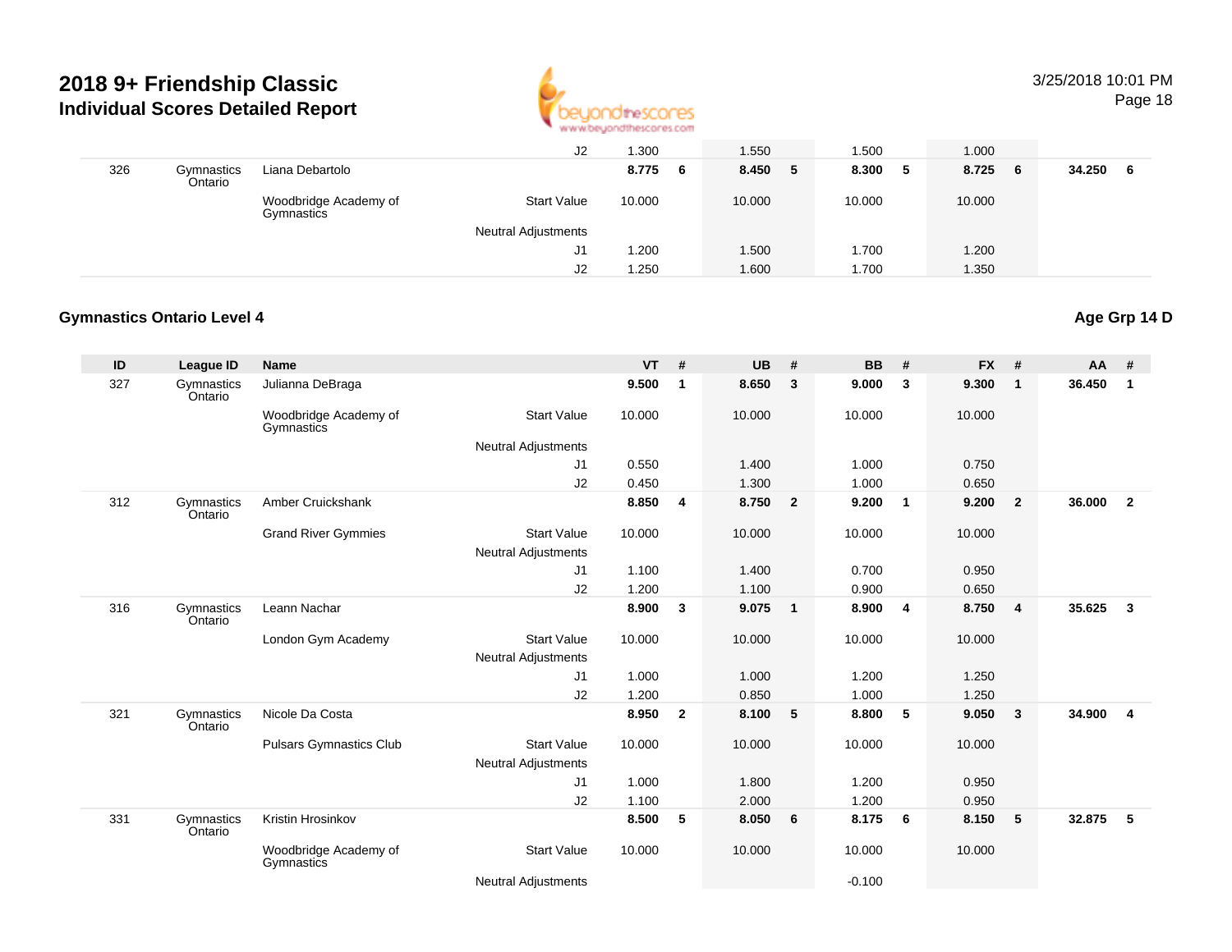| | | | | | | | | | | | | | |
|---|---|---|---|---|---|---|---|---|---|---|---|---|---|
| | | | J2 | 1.300 | | 1.550 | | 1.500 | | 1.000 | | | |
| 326 | Gymnastics Ontario | Liana Debartolo | | **8.775** | **6** | **8.450** | **5** | **8.300** | **5** | **8.725** | **6** | **34.250** | **6** |
| | | Woodbridge Academy of Gymnastics | Start Value | 10.000 | | 10.000 | | 10.000 | | 10.000 | | | |
| | | | Neutral Adjustments | | | | | | | | | | |
| | | | J1 | 1.200 | | 1.500 | | 1.700 | | 1.200 | | | |
| | | | J2 | 1.250 | | 1.600 | | 1.700 | | 1.350 | | | |

### Gymnastics Ontario Level 4

**Age Grp 14 D**

| ID | League ID | Name | | VT | # | UB | # | BB | # | FX | # | AA | # |
|---|---|---|---|---|---|---|---|---|---|---|---|---|---|
| 327 | Gymnastics Ontario | Julianna DeBraga | | **9.500** | **1** | **8.650** | **3** | **9.000** | **3** | **9.300** | **1** | **36.450** | **1** |
| | | Woodbridge Academy of Gymnastics | Start Value | 10.000 | | 10.000 | | 10.000 | | 10.000 | | | |
| | | | Neutral Adjustments | | | | | | | | | | |
| | | | J1 | 0.550 | | 1.400 | | 1.000 | | 0.750 | | | |
| | | | J2 | 0.450 | | 1.300 | | 1.000 | | 0.650 | | | |
| 312 | Gymnastics Ontario | Amber Cruickshank | | **8.850** | **4** | **8.750** | **2** | **9.200** | **1** | **9.200** | **2** | **36.000** | **2** |
| | | Grand River Gymmies | Start Value | 10.000 | | 10.000 | | 10.000 | | 10.000 | | | |
| | | | Neutral Adjustments | | | | | | | | | | |
| | | | J1 | 1.100 | | 1.400 | | 0.700 | | 0.950 | | | |
| | | | J2 | 1.200 | | 1.100 | | 0.900 | | 0.650 | | | |
| 316 | Gymnastics Ontario | Leann Nachar | | **8.900** | **3** | **9.075** | **1** | **8.900** | **4** | **8.750** | **4** | **35.625** | **3** |
| | | London Gym Academy | Start Value | 10.000 | | 10.000 | | 10.000 | | 10.000 | | | |
| | | | Neutral Adjustments | | | | | | | | | | |
| | | | J1 | 1.000 | | 1.000 | | 1.200 | | 1.250 | | | |
| | | | J2 | 1.200 | | 0.850 | | 1.000 | | 1.250 | | | |
| 321 | Gymnastics Ontario | Nicole Da Costa | | **8.950** | **2** | **8.100** | **5** | **8.800** | **5** | **9.050** | **3** | **34.900** | **4** |
| | | Pulsars Gymnastics Club | Start Value | 10.000 | | 10.000 | | 10.000 | | 10.000 | | | |
| | | | Neutral Adjustments | | | | | | | | | | |
| | | | J1 | 1.000 | | 1.800 | | 1.200 | | 0.950 | | | |
| | | | J2 | 1.100 | | 2.000 | | 1.200 | | 0.950 | | | |
| 331 | Gymnastics Ontario | Kristin Hrosinkov | | **8.500** | **5** | **8.050** | **6** | **8.175** | **6** | **8.150** | **5** | **32.875** | **5** |
| | | Woodbridge Academy of Gymnastics | Start Value | 10.000 | | 10.000 | | 10.000 | | 10.000 | | | |
| | | | Neutral Adjustments | | | | | -0.100 | | | | | |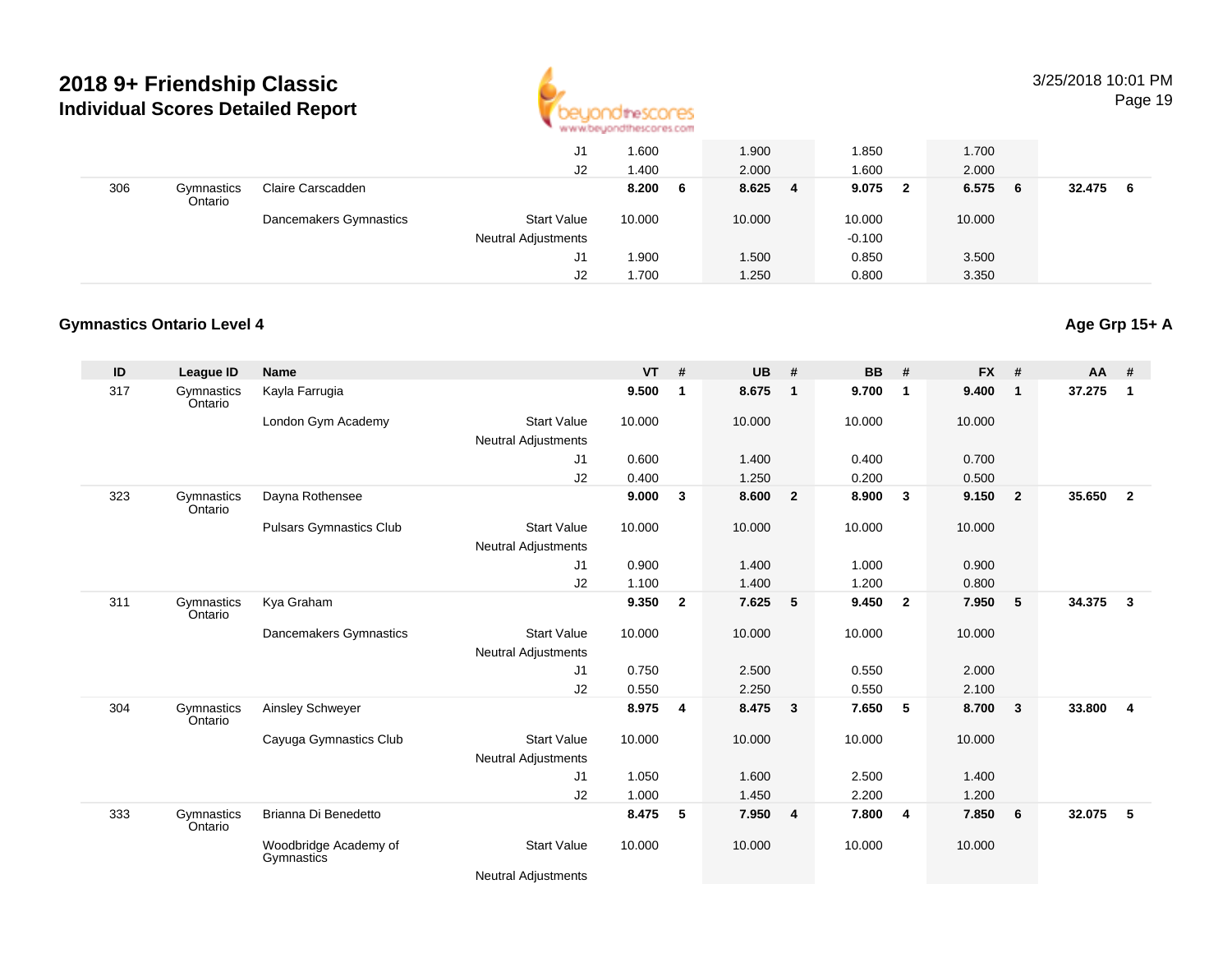# 2018 9+ Friendship Classic
## Individual Scores Detailed Report

| ID | League ID | Name | | VT | # | UB | # | BB | # | FX | # | AA | # |
|---|---|---|---|---|---|---|---|---|---|---|---|---|---|
| | | | J1 | 1.600 | | 1.900 | | 1.850 | | 1.700 | | | |
| | | | J2 | 1.400 | | 2.000 | | 1.600 | | 2.000 | | | |
| 306 | Gymnastics Ontario | Claire Carscadden | | 8.200 | 6 | 8.625 | 4 | 9.075 | 2 | 6.575 | 6 | 32.475 | 6 |
| | | Dancemakers Gymnastics | Start Value | 10.000 | | 10.000 | | 10.000 | | 10.000 | | | |
| | | | Neutral Adjustments | | | | | -0.100 | | | | | |
| | | | J1 | 1.900 | | 1.500 | | 0.850 | | 3.500 | | | |
| | | | J2 | 1.700 | | 1.250 | | 0.800 | | 3.350 | | | |

### Gymnastics Ontario Level 4

**Age Grp 15+ A**

| ID | League ID | Name | | VT | # | UB | # | BB | # | FX | # | AA | # |
|---|---|---|---|---|---|---|---|---|---|---|---|---|---|
| 317 | Gymnastics Ontario | Kayla Farrugia | | 9.500 | 1 | 8.675 | 1 | 9.700 | 1 | 9.400 | 1 | 37.275 | 1 |
| | | London Gym Academy | Start Value | 10.000 | | 10.000 | | 10.000 | | 10.000 | | | |
| | | | Neutral Adjustments | | | | | | | | | | |
| | | | J1 | 0.600 | | 1.400 | | 0.400 | | 0.700 | | | |
| | | | J2 | 0.400 | | 1.250 | | 0.200 | | 0.500 | | | |
| 323 | Gymnastics Ontario | Dayna Rothensee | | 9.000 | 3 | 8.600 | 2 | 8.900 | 3 | 9.150 | 2 | 35.650 | 2 |
| | | Pulsars Gymnastics Club | Start Value | 10.000 | | 10.000 | | 10.000 | | 10.000 | | | |
| | | | Neutral Adjustments | | | | | | | | | | |
| | | | J1 | 0.900 | | 1.400 | | 1.000 | | 0.900 | | | |
| | | | J2 | 1.100 | | 1.400 | | 1.200 | | 0.800 | | | |
| 311 | Gymnastics Ontario | Kya Graham | | 9.350 | 2 | 7.625 | 5 | 9.450 | 2 | 7.950 | 5 | 34.375 | 3 |
| | | Dancemakers Gymnastics | Start Value | 10.000 | | 10.000 | | 10.000 | | 10.000 | | | |
| | | | Neutral Adjustments | | | | | | | | | | |
| | | | J1 | 0.750 | | 2.500 | | 0.550 | | 2.000 | | | |
| | | | J2 | 0.550 | | 2.250 | | 0.550 | | 2.100 | | | |
| 304 | Gymnastics Ontario | Ainsley Schweyer | | 8.975 | 4 | 8.475 | 3 | 7.650 | 5 | 8.700 | 3 | 33.800 | 4 |
| | | Cayuga Gymnastics Club | Start Value | 10.000 | | 10.000 | | 10.000 | | 10.000 | | | |
| | | | Neutral Adjustments | | | | | | | | | | |
| | | | J1 | 1.050 | | 1.600 | | 2.500 | | 1.400 | | | |
| | | | J2 | 1.000 | | 1.450 | | 2.200 | | 1.200 | | | |
| 333 | Gymnastics Ontario | Brianna Di Benedetto | | 8.475 | 5 | 7.950 | 4 | 7.800 | 4 | 7.850 | 6 | 32.075 | 5 |
| | | Woodbridge Academy of Gymnastics | Start Value | 10.000 | | 10.000 | | 10.000 | | 10.000 | | | |
| | | | Neutral Adjustments | | | | | | | | | | |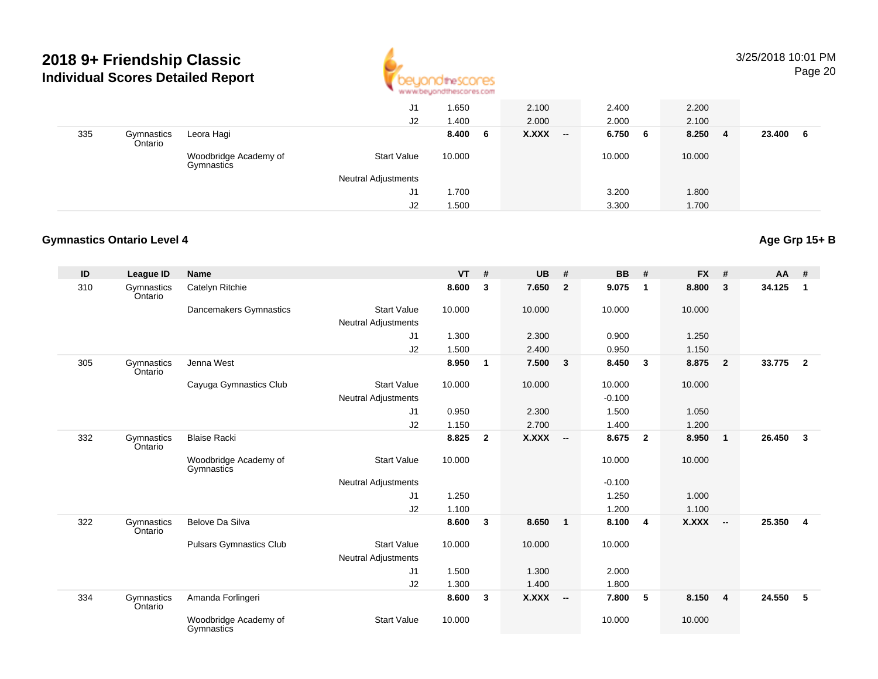# 2018 9+ Friendship Classic

## Individual Scores Detailed Report

3/25/2018 10:01 PM

| ID | League ID | Name | | VT | # | UB | # | BB | # | FX | # | AA | # |
|---|---|---|---|---|---|---|---|---|---|---|---|---|---|
| | | | J1 | 1.650 | | 2.100 | | 2.400 | | 2.200 | | | |
| | | | J2 | 1.400 | | 2.000 | | 2.000 | | 2.100 | | | |
| 335 | Gymnastics Ontario | Leora Hagi | | **8.400** | **6** | **X.XXX** | **--** | **6.750** | **6** | **8.250** | **4** | **23.400** | **6** |
| | | Woodbridge Academy of Gymnastics | Start Value | 10.000 | | | | 10.000 | | 10.000 | | | |
| | | | Neutral Adjustments | | | | | | | | | | |
| | | | J1 | 1.700 | | | | 3.200 | | 1.800 | | | |
| | | | J2 | 1.500 | | | | 3.300 | | 1.700 | | | |

### Gymnastics Ontario Level 4

**Age Grp 15+ B**

| ID | League ID | Name | | VT | # | UB | # | BB | # | FX | # | AA | # |
|---|---|---|---|---|---|---|---|---|---|---|---|---|---|
| 310 | Gymnastics Ontario | Catelyn Ritchie | | **8.600** | **3** | **7.650** | **2** | **9.075** | **1** | **8.800** | **3** | **34.125** | **1** |
| | | Dancemakers Gymnastics | Start Value | 10.000 | | 10.000 | | 10.000 | | 10.000 | | | |
| | | | Neutral Adjustments | | | | | | | | | | |
| | | | J1 | 1.300 | | 2.300 | | 0.900 | | 1.250 | | | |
| | | | J2 | 1.500 | | 2.400 | | 0.950 | | 1.150 | | | |
| 305 | Gymnastics Ontario | Jenna West | | **8.950** | **1** | **7.500** | **3** | **8.450** | **3** | **8.875** | **2** | **33.775** | **2** |
| | | Cayuga Gymnastics Club | Start Value | 10.000 | | 10.000 | | 10.000 | | 10.000 | | | |
| | | | Neutral Adjustments | | | | | -0.100 | | | | | |
| | | | J1 | 0.950 | | 2.300 | | 1.500 | | 1.050 | | | |
| | | | J2 | 1.150 | | 2.700 | | 1.400 | | 1.200 | | | |
| 332 | Gymnastics Ontario | Blaise Racki | | **8.825** | **2** | **X.XXX** | **--** | **8.675** | **2** | **8.950** | **1** | **26.450** | **3** |
| | | Woodbridge Academy of Gymnastics | Start Value | 10.000 | | | | 10.000 | | 10.000 | | | |
| | | | Neutral Adjustments | | | | | -0.100 | | | | | |
| | | | J1 | 1.250 | | | | 1.250 | | 1.000 | | | |
| | | | J2 | 1.100 | | | | 1.200 | | 1.100 | | | |
| 322 | Gymnastics Ontario | Belove Da Silva | | **8.600** | **3** | **8.650** | **1** | **8.100** | **4** | **X.XXX** | **--** | **25.350** | **4** |
| | | Pulsars Gymnastics Club | Start Value | 10.000 | | 10.000 | | 10.000 | | | | | |
| | | | Neutral Adjustments | | | | | | | | | | |
| | | | J1 | 1.500 | | 1.300 | | 2.000 | | | | | |
| | | | J2 | 1.300 | | 1.400 | | 1.800 | | | | | |
| 334 | Gymnastics Ontario | Amanda Forlingeri | | **8.600** | **3** | **X.XXX** | **--** | **7.800** | **5** | **8.150** | **4** | **24.550** | **5** |
| | | Woodbridge Academy of Gymnastics | Start Value | 10.000 | | | | 10.000 | | 10.000 | | | |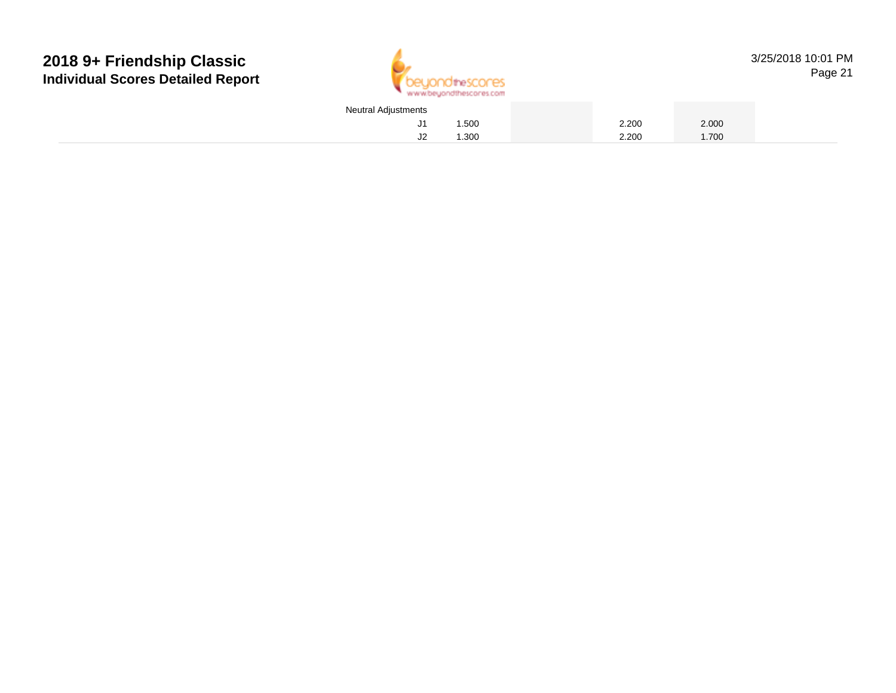| | | | | | |
|---|---|---|---|---|---|
| Neutral Adjustments | | | | | |
| J1 | 1.500 | | 2.200 | 2.000 | |
| J2 | 1.300 | | 2.200 | 1.700 | |